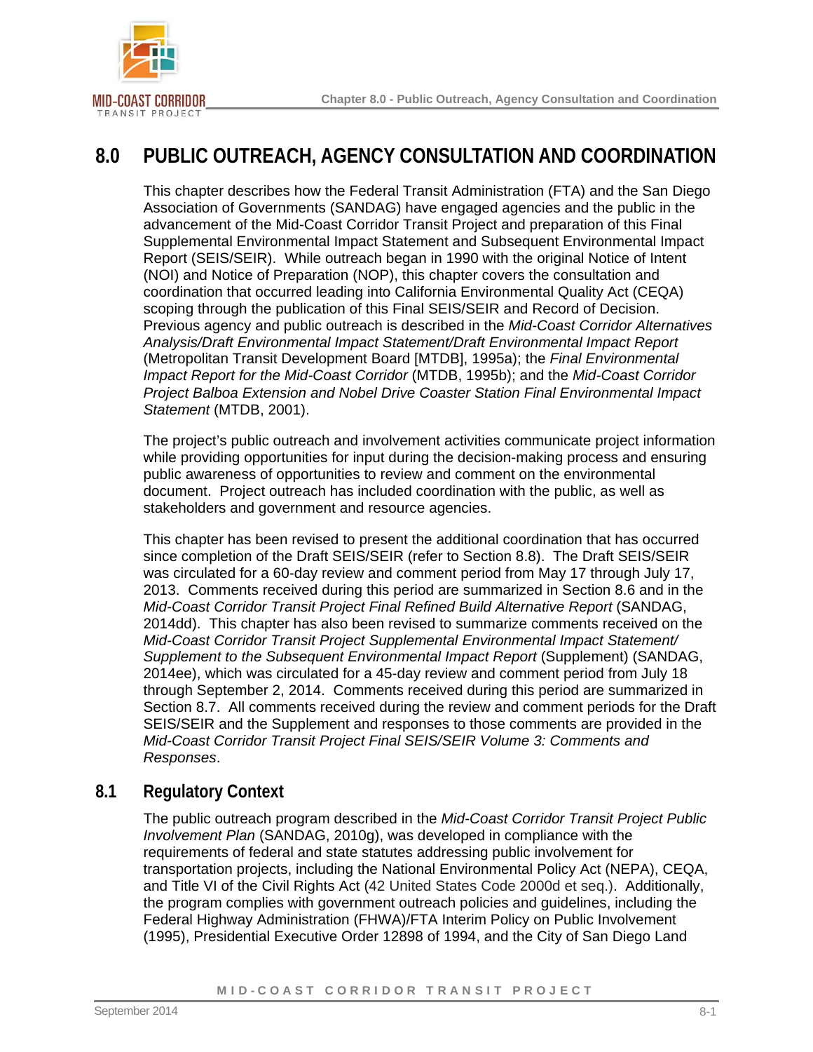# 8.0 PUBLIC OUTREACH, AGENCY CONSULTATION AND COORDINATION

This chapter describes how the Federal Transit Administration (FTA) and the San Diego Association of Governments (SANDAG) have engaged agencies and the public in the advancement of the Mid-Coast Corridor Transit Project and preparation of this Final Supplemental Environmental Impact Statement and Subsequent Environmental Impact Report (SEIS/SEIR). While outreach began in 1990 with the original Notice of Intent (NOI) and Notice of Preparation (NOP), this chapter covers the consultation and coordination that occurred leading into California Environmental Quality Act (CEQA) scoping through the publication of this Final SEIS/SEIR and Record of Decision. Previous agency and public outreach is described in the *Mid-Coast Corridor Alternatives Analysis/Draft Environmental Impact Statement/Draft Environmental Impact Report* (Metropolitan Transit Development Board [MTDB], 1995a); the *Final Environmental Impact Report for the Mid-Coast Corridor* (MTDB, 1995b); and the *Mid-Coast Corridor Project Balboa Extension and Nobel Drive Coaster Station Final Environmental Impact Statement* (MTDB, 2001).

The project's public outreach and involvement activities communicate project information while providing opportunities for input during the decision-making process and ensuring public awareness of opportunities to review and comment on the environmental document. Project outreach has included coordination with the public, as well as stakeholders and government and resource agencies.

This chapter has been revised to present the additional coordination that has occurred since completion of the Draft SEIS/SEIR (refer to Section 8.8). The Draft SEIS/SEIR was circulated for a 60-day review and comment period from May 17 through July 17, 2013. Comments received during this period are summarized in Section 8.6 and in the *Mid-Coast Corridor Transit Project Final Refined Build Alternative Report* (SANDAG, 2014dd). This chapter has also been revised to summarize comments received on the *Mid-Coast Corridor Transit Project Supplemental Environmental Impact Statement/ Supplement to the Subsequent Environmental Impact Report* (Supplement) (SANDAG, 2014ee), which was circulated for a 45-day review and comment period from July 18 through September 2, 2014. Comments received during this period are summarized in Section 8.7. All comments received during the review and comment periods for the Draft SEIS/SEIR and the Supplement and responses to those comments are provided in the *Mid-Coast Corridor Transit Project Final SEIS/SEIR Volume 3: Comments and Responses*.

## 8.1 Regulatory Context

The public outreach program described in the *Mid-Coast Corridor Transit Project Public Involvement Plan* (SANDAG, 2010g), was developed in compliance with the requirements of federal and state statutes addressing public involvement for transportation projects, including the National Environmental Policy Act (NEPA), CEQA, and Title VI of the Civil Rights Act (42 United States Code 2000d et seq.). Additionally, the program complies with government outreach policies and guidelines, including the Federal Highway Administration (FHWA)/FTA Interim Policy on Public Involvement (1995), Presidential Executive Order 12898 of 1994, and the City of San Diego Land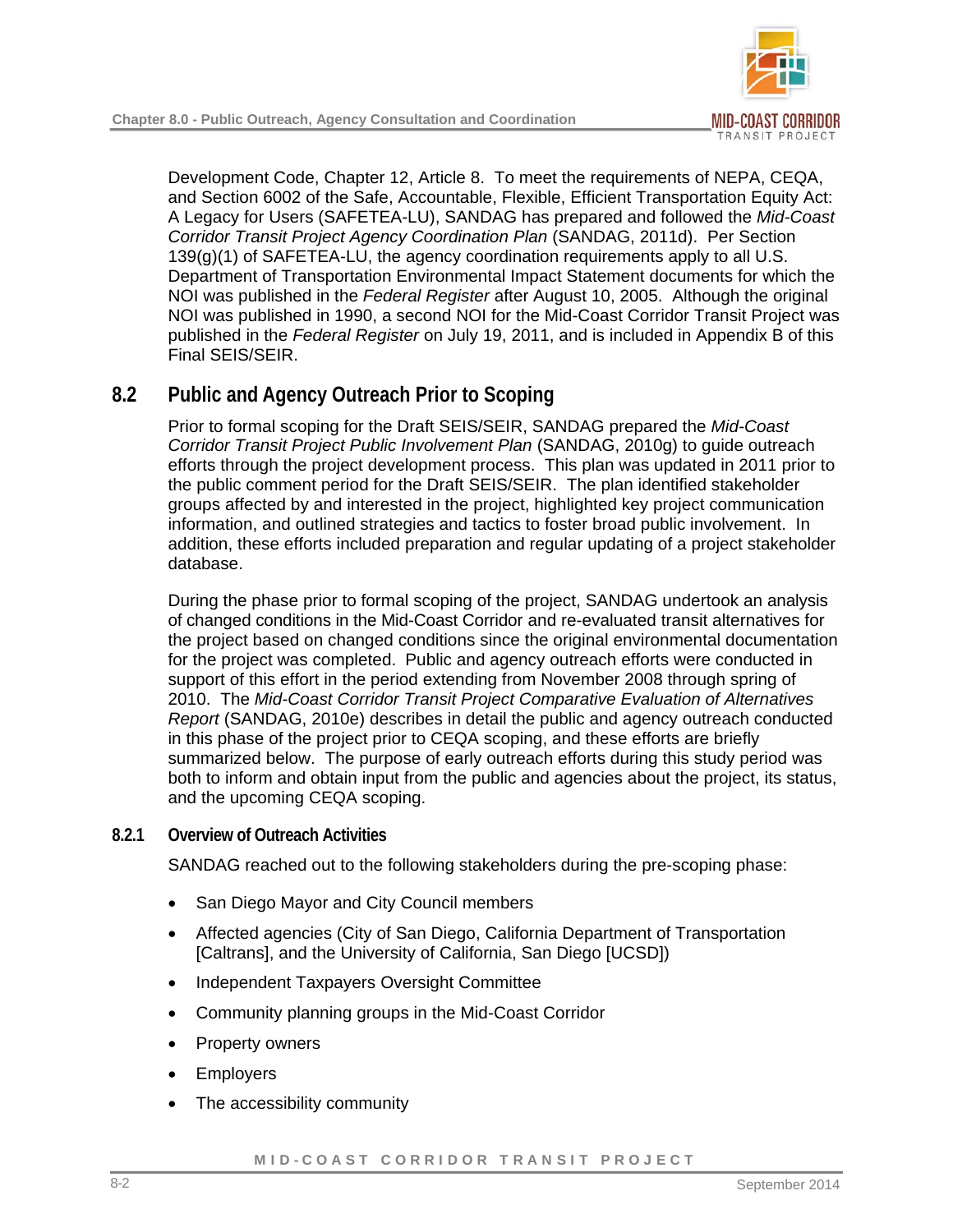Development Code, Chapter 12, Article 8. To meet the requirements of NEPA, CEQA, and Section 6002 of the Safe, Accountable, Flexible, Efficient Transportation Equity Act: A Legacy for Users (SAFETEA-LU), SANDAG has prepared and followed the *Mid-Coast Corridor Transit Project Agency Coordination Plan* (SANDAG, 2011d). Per Section 139(g)(1) of SAFETEA-LU, the agency coordination requirements apply to all U.S. Department of Transportation Environmental Impact Statement documents for which the NOI was published in the *Federal Register* after August 10, 2005. Although the original NOI was published in 1990, a second NOI for the Mid-Coast Corridor Transit Project was published in the *Federal Register* on July 19, 2011, and is included in Appendix B of this Final SEIS/SEIR.

## 8.2 Public and Agency Outreach Prior to Scoping

Prior to formal scoping for the Draft SEIS/SEIR, SANDAG prepared the *Mid-Coast Corridor Transit Project Public Involvement Plan* (SANDAG, 2010g) to guide outreach efforts through the project development process. This plan was updated in 2011 prior to the public comment period for the Draft SEIS/SEIR. The plan identified stakeholder groups affected by and interested in the project, highlighted key project communication information, and outlined strategies and tactics to foster broad public involvement. In addition, these efforts included preparation and regular updating of a project stakeholder database.

During the phase prior to formal scoping of the project, SANDAG undertook an analysis of changed conditions in the Mid-Coast Corridor and re-evaluated transit alternatives for the project based on changed conditions since the original environmental documentation for the project was completed. Public and agency outreach efforts were conducted in support of this effort in the period extending from November 2008 through spring of 2010. The *Mid-Coast Corridor Transit Project Comparative Evaluation of Alternatives Report* (SANDAG, 2010e) describes in detail the public and agency outreach conducted in this phase of the project prior to CEQA scoping, and these efforts are briefly summarized below. The purpose of early outreach efforts during this study period was both to inform and obtain input from the public and agencies about the project, its status, and the upcoming CEQA scoping.

### 8.2.1 Overview of Outreach Activities

SANDAG reached out to the following stakeholders during the pre-scoping phase:

- San Diego Mayor and City Council members
- Affected agencies (City of San Diego, California Department of Transportation [Caltrans], and the University of California, San Diego [UCSD])
- Independent Taxpayers Oversight Committee
- Community planning groups in the Mid-Coast Corridor
- Property owners
- Employers
- The accessibility community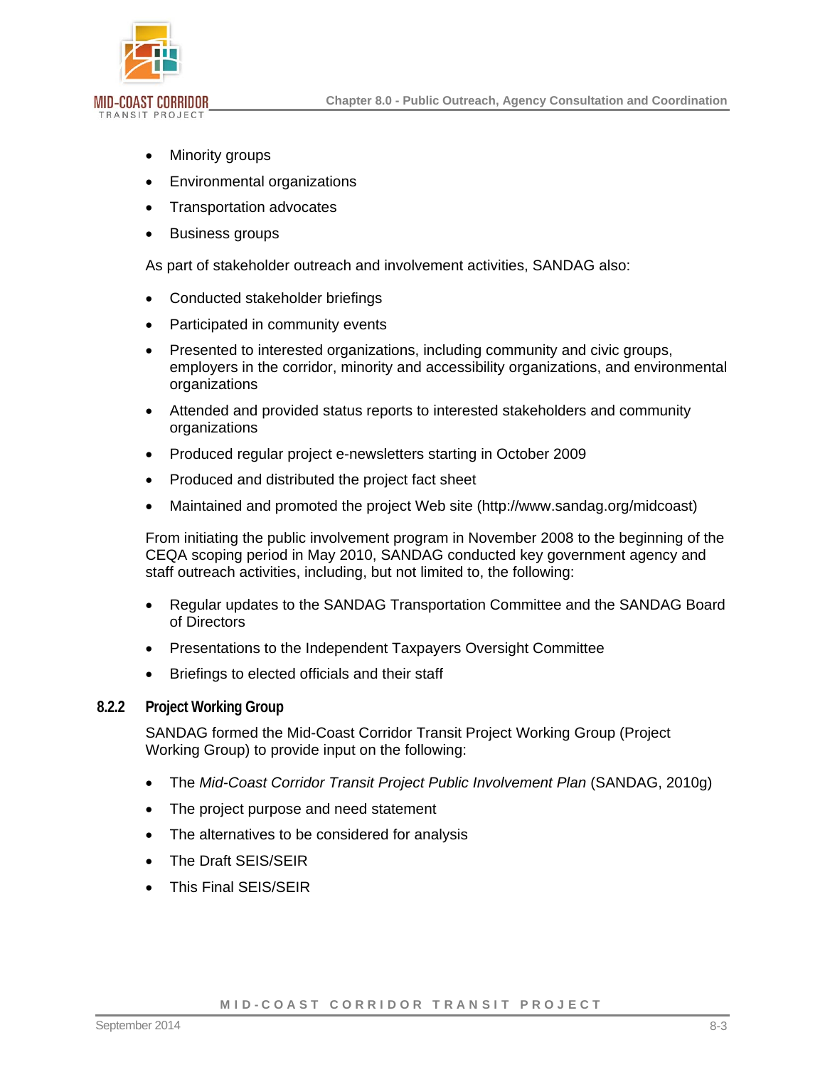- Minority groups
- Environmental organizations
- Transportation advocates
- Business groups

As part of stakeholder outreach and involvement activities, SANDAG also:

- Conducted stakeholder briefings
- Participated in community events
- Presented to interested organizations, including community and civic groups, employers in the corridor, minority and accessibility organizations, and environmental organizations
- Attended and provided status reports to interested stakeholders and community organizations
- Produced regular project e-newsletters starting in October 2009
- Produced and distributed the project fact sheet
- Maintained and promoted the project Web site (http://www.sandag.org/midcoast)

From initiating the public involvement program in November 2008 to the beginning of the CEQA scoping period in May 2010, SANDAG conducted key government agency and staff outreach activities, including, but not limited to, the following:

- Regular updates to the SANDAG Transportation Committee and the SANDAG Board of Directors
- Presentations to the Independent Taxpayers Oversight Committee
- Briefings to elected officials and their staff

### 8.2.2 Project Working Group

SANDAG formed the Mid-Coast Corridor Transit Project Working Group (Project Working Group) to provide input on the following:

- The *Mid-Coast Corridor Transit Project Public Involvement Plan* (SANDAG, 2010g)
- The project purpose and need statement
- The alternatives to be considered for analysis
- The Draft SEIS/SEIR
- This Final SEIS/SEIR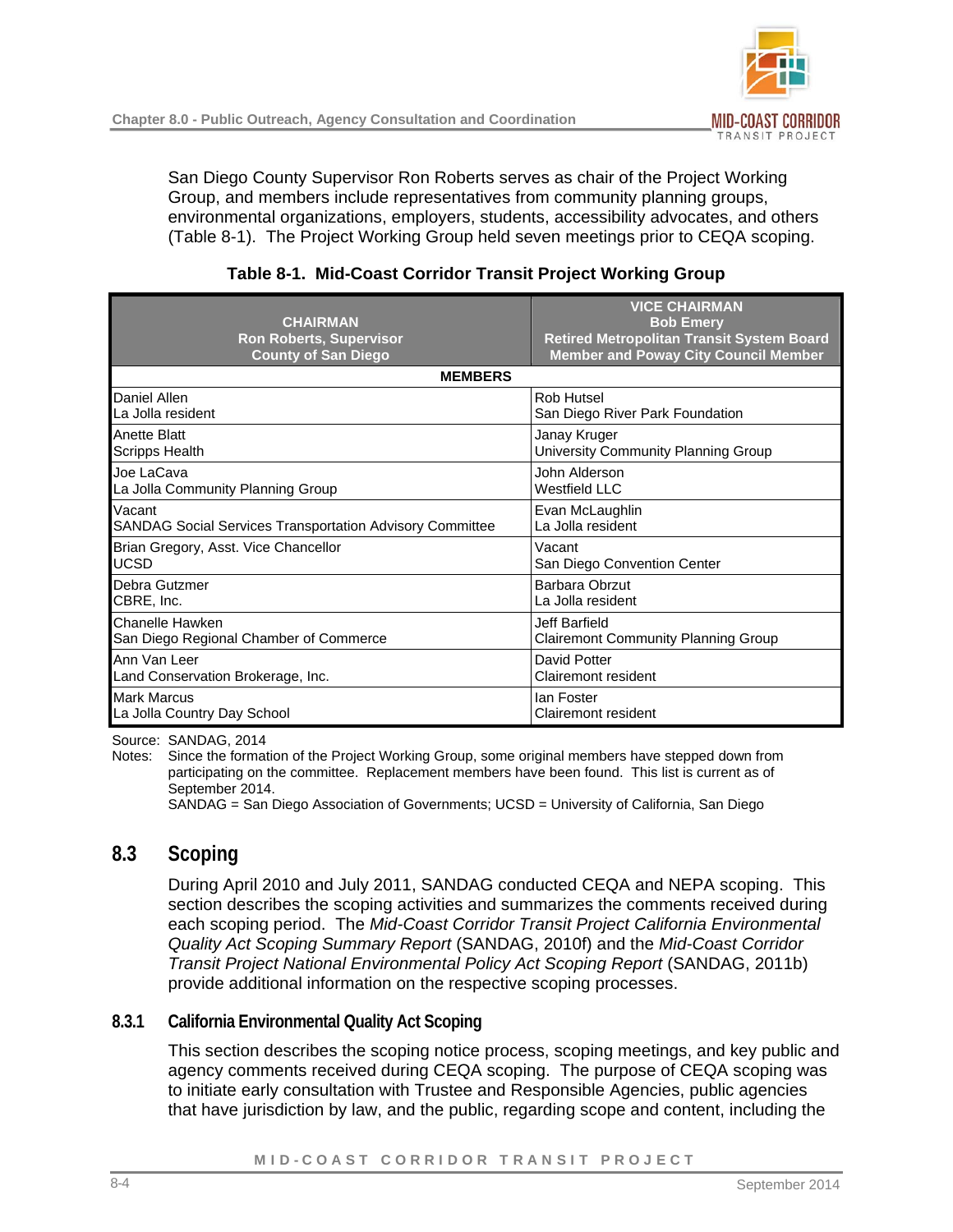San Diego County Supervisor Ron Roberts serves as chair of the Project Working Group, and members include representatives from community planning groups, environmental organizations, employers, students, accessibility advocates, and others (Table 8-1). The Project Working Group held seven meetings prior to CEQA scoping.

**Table 8-1. Mid-Coast Corridor Transit Project Working Group**

| CHAIRMAN<br>Ron Roberts, Supervisor<br>County of San Diego | VICE CHAIRMAN<br>Bob Emery<br>Retired Metropolitan Transit System Board Member and Poway City Council Member |
|---|---|
| **MEMBERS** | |
| Daniel Allen<br>La Jolla resident | Rob Hutsel<br>San Diego River Park Foundation |
| Anette Blatt<br>Scripps Health | Janay Kruger<br>University Community Planning Group |
| Joe LaCava<br>La Jolla Community Planning Group | John Alderson<br>Westfield LLC |
| Vacant<br>SANDAG Social Services Transportation Advisory Committee | Evan McLaughlin<br>La Jolla resident |
| Brian Gregory, Asst. Vice Chancellor<br>UCSD | Vacant<br>San Diego Convention Center |
| Debra Gutzmer<br>CBRE, Inc. | Barbara Obrzut<br>La Jolla resident |
| Chanelle Hawken<br>San Diego Regional Chamber of Commerce | Jeff Barfield<br>Clairemont Community Planning Group |
| Ann Van Leer<br>Land Conservation Brokerage, Inc. | David Potter<br>Clairemont resident |
| Mark Marcus<br>La Jolla Country Day School | Ian Foster<br>Clairemont resident |

Source: SANDAG, 2014

Notes: Since the formation of the Project Working Group, some original members have stepped down from participating on the committee. Replacement members have been found. This list is current as of September 2014.
SANDAG = San Diego Association of Governments; UCSD = University of California, San Diego

## 8.3 Scoping

During April 2010 and July 2011, SANDAG conducted CEQA and NEPA scoping. This section describes the scoping activities and summarizes the comments received during each scoping period. The *Mid-Coast Corridor Transit Project California Environmental Quality Act Scoping Summary Report* (SANDAG, 2010f) and the *Mid-Coast Corridor Transit Project National Environmental Policy Act Scoping Report* (SANDAG, 2011b) provide additional information on the respective scoping processes.

### 8.3.1 California Environmental Quality Act Scoping

This section describes the scoping notice process, scoping meetings, and key public and agency comments received during CEQA scoping. The purpose of CEQA scoping was to initiate early consultation with Trustee and Responsible Agencies, public agencies that have jurisdiction by law, and the public, regarding scope and content, including the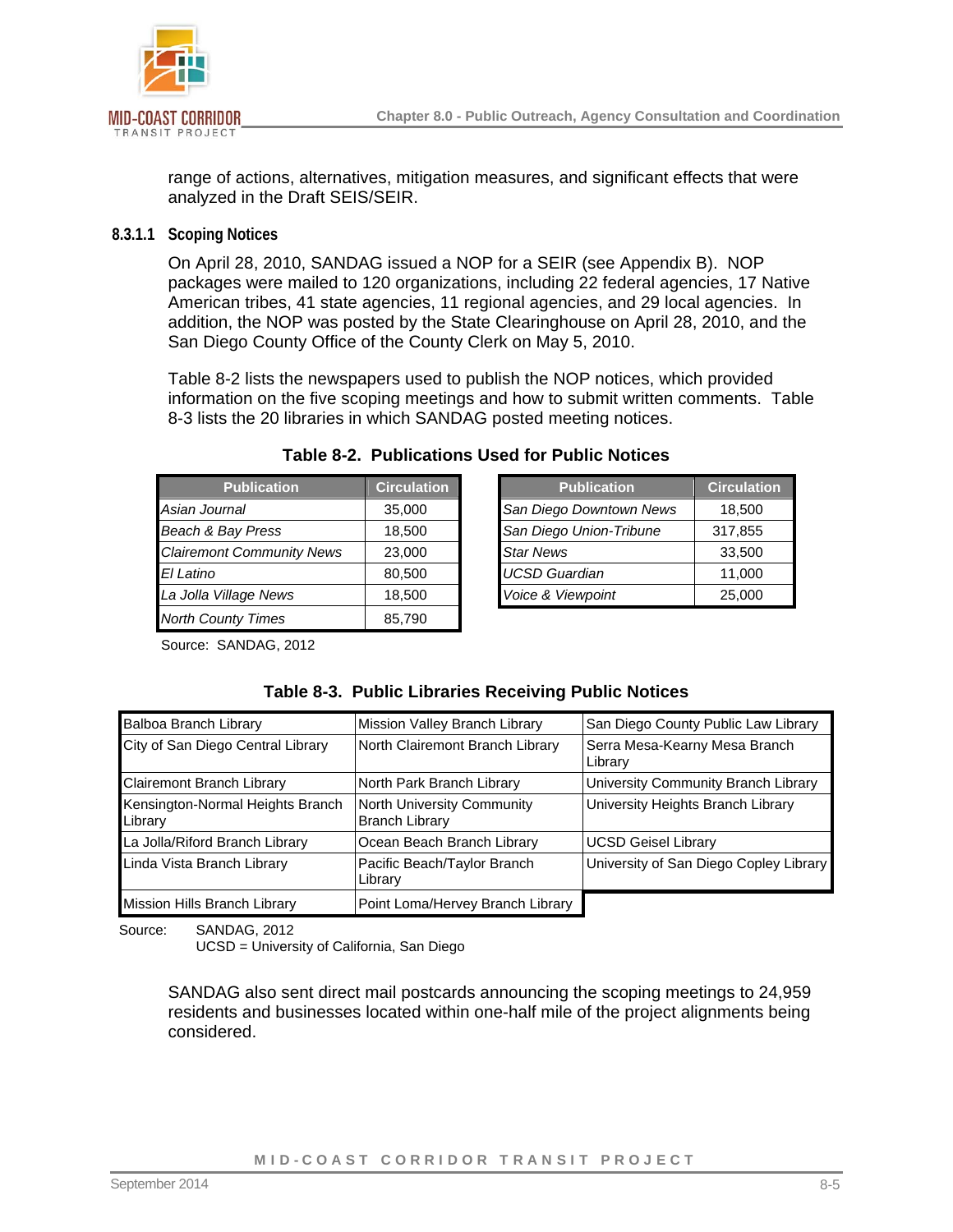range of actions, alternatives, mitigation measures, and significant effects that were analyzed in the Draft SEIS/SEIR.

#### 8.3.1.1 Scoping Notices

On April 28, 2010, SANDAG issued a NOP for a SEIR (see Appendix B). NOP packages were mailed to 120 organizations, including 22 federal agencies, 17 Native American tribes, 41 state agencies, 11 regional agencies, and 29 local agencies. In addition, the NOP was posted by the State Clearinghouse on April 28, 2010, and the San Diego County Office of the County Clerk on May 5, 2010.

Table 8-2 lists the newspapers used to publish the NOP notices, which provided information on the five scoping meetings and how to submit written comments. Table 8-3 lists the 20 libraries in which SANDAG posted meeting notices.

**Table 8-2. Publications Used for Public Notices**

| Publication | Circulation | Publication | Circulation |
|---|---|---|---|
| *Asian Journal* | 35,000 | *San Diego Downtown News* | 18,500 |
| *Beach & Bay Press* | 18,500 | *San Diego Union-Tribune* | 317,855 |
| *Clairemont Community News* | 23,000 | *Star News* | 33,500 |
| *El Latino* | 80,500 | *UCSD Guardian* | 11,000 |
| *La Jolla Village News* | 18,500 | *Voice & Viewpoint* | 25,000 |
| *North County Times* | 85,790 | | |

Source: SANDAG, 2012

**Table 8-3. Public Libraries Receiving Public Notices**

| | | |
|---|---|---|
| Balboa Branch Library | Mission Valley Branch Library | San Diego County Public Law Library |
| City of San Diego Central Library | North Clairemont Branch Library | Serra Mesa-Kearny Mesa Branch Library |
| Clairemont Branch Library | North Park Branch Library | University Community Branch Library |
| Kensington-Normal Heights Branch Library | North University Community Branch Library | University Heights Branch Library |
| La Jolla/Riford Branch Library | Ocean Beach Branch Library | UCSD Geisel Library |
| Linda Vista Branch Library | Pacific Beach/Taylor Branch Library | University of San Diego Copley Library |
| Mission Hills Branch Library | Point Loma/Hervey Branch Library | |

Source: SANDAG, 2012
UCSD = University of California, San Diego

SANDAG also sent direct mail postcards announcing the scoping meetings to 24,959 residents and businesses located within one-half mile of the project alignments being considered.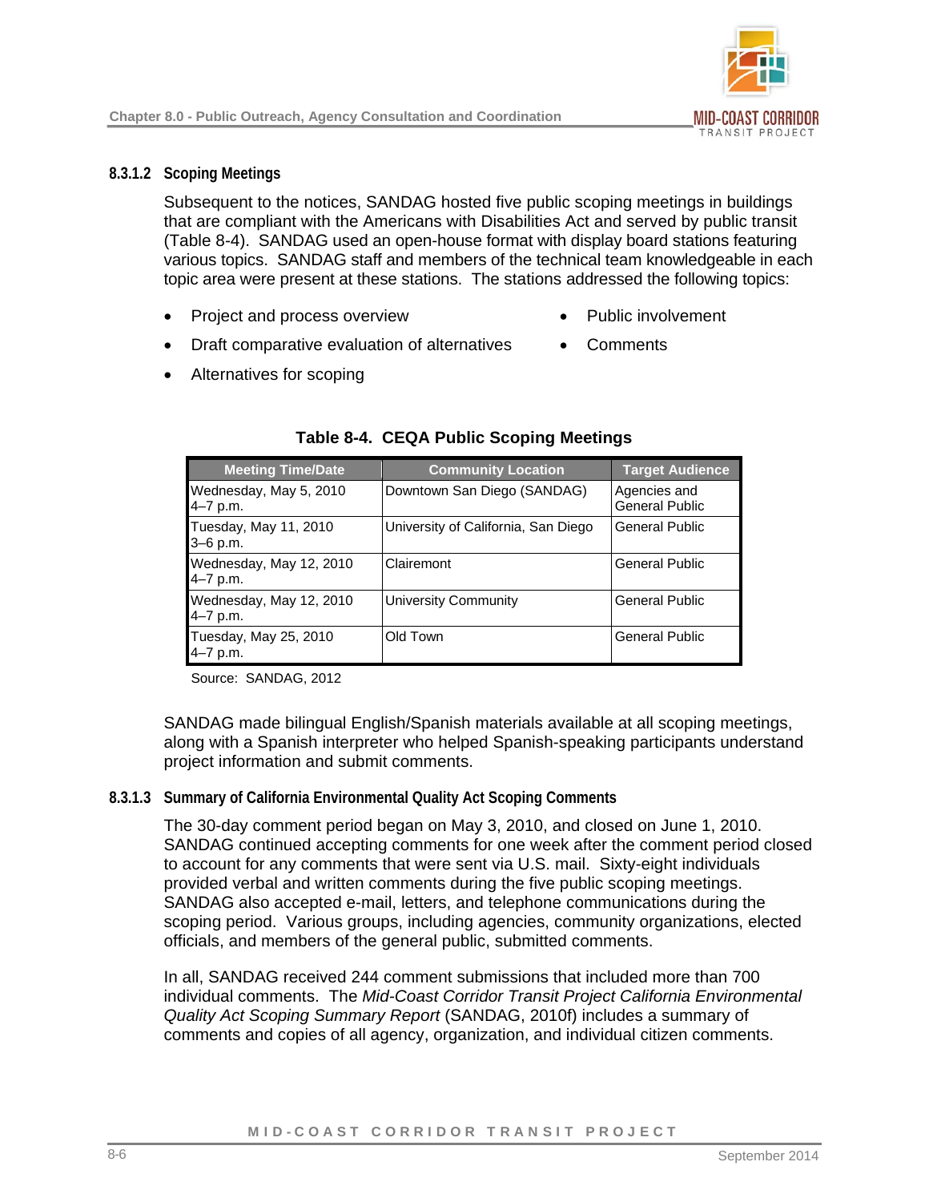#### 8.3.1.2 Scoping Meetings

Subsequent to the notices, SANDAG hosted five public scoping meetings in buildings that are compliant with the Americans with Disabilities Act and served by public transit (Table 8-4). SANDAG used an open-house format with display board stations featuring various topics. SANDAG staff and members of the technical team knowledgeable in each topic area were present at these stations. The stations addressed the following topics:

- Project and process overview
- Draft comparative evaluation of alternatives
- Alternatives for scoping
- Public involvement
- Comments

**Table 8-4. CEQA Public Scoping Meetings**

| Meeting Time/Date | Community Location | Target Audience |
|---|---|---|
| Wednesday, May 5, 2010 4–7 p.m. | Downtown San Diego (SANDAG) | Agencies and General Public |
| Tuesday, May 11, 2010 3–6 p.m. | University of California, San Diego | General Public |
| Wednesday, May 12, 2010 4–7 p.m. | Clairemont | General Public |
| Wednesday, May 12, 2010 4–7 p.m. | University Community | General Public |
| Tuesday, May 25, 2010 4–7 p.m. | Old Town | General Public |

Source: SANDAG, 2012

SANDAG made bilingual English/Spanish materials available at all scoping meetings, along with a Spanish interpreter who helped Spanish-speaking participants understand project information and submit comments.

#### 8.3.1.3 Summary of California Environmental Quality Act Scoping Comments

The 30-day comment period began on May 3, 2010, and closed on June 1, 2010. SANDAG continued accepting comments for one week after the comment period closed to account for any comments that were sent via U.S. mail. Sixty-eight individuals provided verbal and written comments during the five public scoping meetings. SANDAG also accepted e-mail, letters, and telephone communications during the scoping period. Various groups, including agencies, community organizations, elected officials, and members of the general public, submitted comments.

In all, SANDAG received 244 comment submissions that included more than 700 individual comments. The *Mid-Coast Corridor Transit Project California Environmental Quality Act Scoping Summary Report* (SANDAG, 2010f) includes a summary of comments and copies of all agency, organization, and individual citizen comments.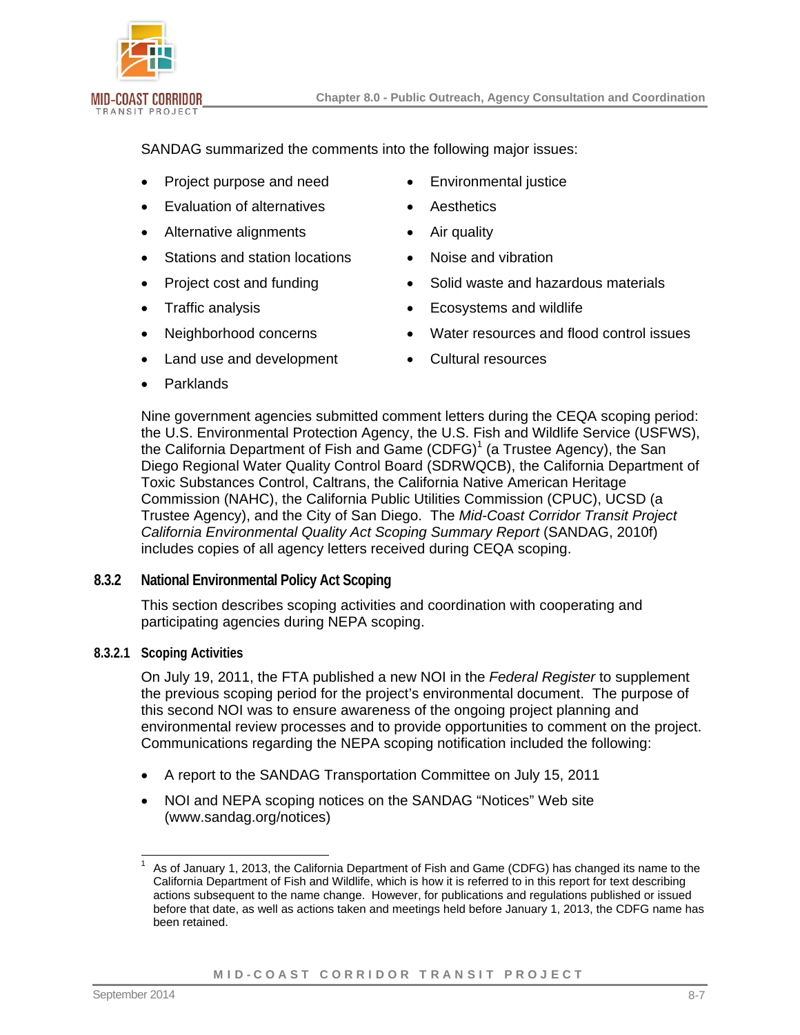SANDAG summarized the comments into the following major issues:

- Project purpose and need
- Evaluation of alternatives
- Alternative alignments
- Stations and station locations
- Project cost and funding
- Traffic analysis
- Neighborhood concerns
- Land use and development
- Parklands
- Environmental justice
- Aesthetics
- Air quality
- Noise and vibration
- Solid waste and hazardous materials
- Ecosystems and wildlife
- Water resources and flood control issues
- Cultural resources

Nine government agencies submitted comment letters during the CEQA scoping period: the U.S. Environmental Protection Agency, the U.S. Fish and Wildlife Service (USFWS), the California Department of Fish and Game (CDFG)[1] (a Trustee Agency), the San Diego Regional Water Quality Control Board (SDRWQCB), the California Department of Toxic Substances Control, Caltrans, the California Native American Heritage Commission (NAHC), the California Public Utilities Commission (CPUC), UCSD (a Trustee Agency), and the City of San Diego. The *Mid-Coast Corridor Transit Project California Environmental Quality Act Scoping Summary Report* (SANDAG, 2010f) includes copies of all agency letters received during CEQA scoping.

### 8.3.2 National Environmental Policy Act Scoping

This section describes scoping activities and coordination with cooperating and participating agencies during NEPA scoping.

#### 8.3.2.1 Scoping Activities

On July 19, 2011, the FTA published a new NOI in the *Federal Register* to supplement the previous scoping period for the project's environmental document. The purpose of this second NOI was to ensure awareness of the ongoing project planning and environmental review processes and to provide opportunities to comment on the project. Communications regarding the NEPA scoping notification included the following:

- A report to the SANDAG Transportation Committee on July 15, 2011
- NOI and NEPA scoping notices on the SANDAG "Notices" Web site (www.sandag.org/notices)

---

[1] As of January 1, 2013, the California Department of Fish and Game (CDFG) has changed its name to the California Department of Fish and Wildlife, which is how it is referred to in this report for text describing actions subsequent to the name change. However, for publications and regulations published or issued before that date, as well as actions taken and meetings held before January 1, 2013, the CDFG name has been retained.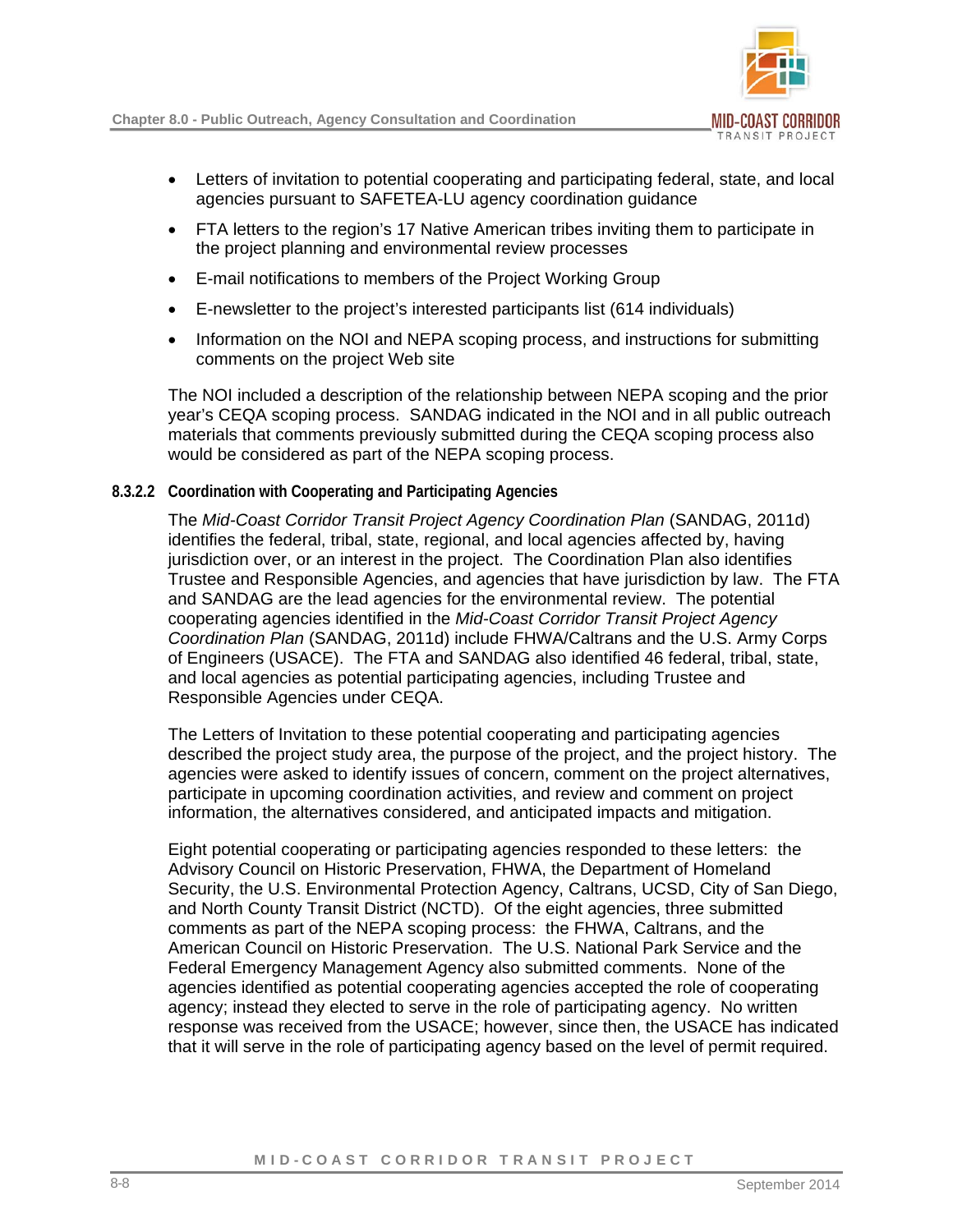- Letters of invitation to potential cooperating and participating federal, state, and local agencies pursuant to SAFETEA-LU agency coordination guidance
- FTA letters to the region's 17 Native American tribes inviting them to participate in the project planning and environmental review processes
- E-mail notifications to members of the Project Working Group
- E-newsletter to the project's interested participants list (614 individuals)
- Information on the NOI and NEPA scoping process, and instructions for submitting comments on the project Web site

The NOI included a description of the relationship between NEPA scoping and the prior year's CEQA scoping process. SANDAG indicated in the NOI and in all public outreach materials that comments previously submitted during the CEQA scoping process also would be considered as part of the NEPA scoping process.

#### 8.3.2.2 Coordination with Cooperating and Participating Agencies

The *Mid-Coast Corridor Transit Project Agency Coordination Plan* (SANDAG, 2011d) identifies the federal, tribal, state, regional, and local agencies affected by, having jurisdiction over, or an interest in the project. The Coordination Plan also identifies Trustee and Responsible Agencies, and agencies that have jurisdiction by law. The FTA and SANDAG are the lead agencies for the environmental review. The potential cooperating agencies identified in the *Mid-Coast Corridor Transit Project Agency Coordination Plan* (SANDAG, 2011d) include FHWA/Caltrans and the U.S. Army Corps of Engineers (USACE). The FTA and SANDAG also identified 46 federal, tribal, state, and local agencies as potential participating agencies, including Trustee and Responsible Agencies under CEQA.

The Letters of Invitation to these potential cooperating and participating agencies described the project study area, the purpose of the project, and the project history. The agencies were asked to identify issues of concern, comment on the project alternatives, participate in upcoming coordination activities, and review and comment on project information, the alternatives considered, and anticipated impacts and mitigation.

Eight potential cooperating or participating agencies responded to these letters: the Advisory Council on Historic Preservation, FHWA, the Department of Homeland Security, the U.S. Environmental Protection Agency, Caltrans, UCSD, City of San Diego, and North County Transit District (NCTD). Of the eight agencies, three submitted comments as part of the NEPA scoping process: the FHWA, Caltrans, and the American Council on Historic Preservation. The U.S. National Park Service and the Federal Emergency Management Agency also submitted comments. None of the agencies identified as potential cooperating agencies accepted the role of cooperating agency; instead they elected to serve in the role of participating agency. No written response was received from the USACE; however, since then, the USACE has indicated that it will serve in the role of participating agency based on the level of permit required.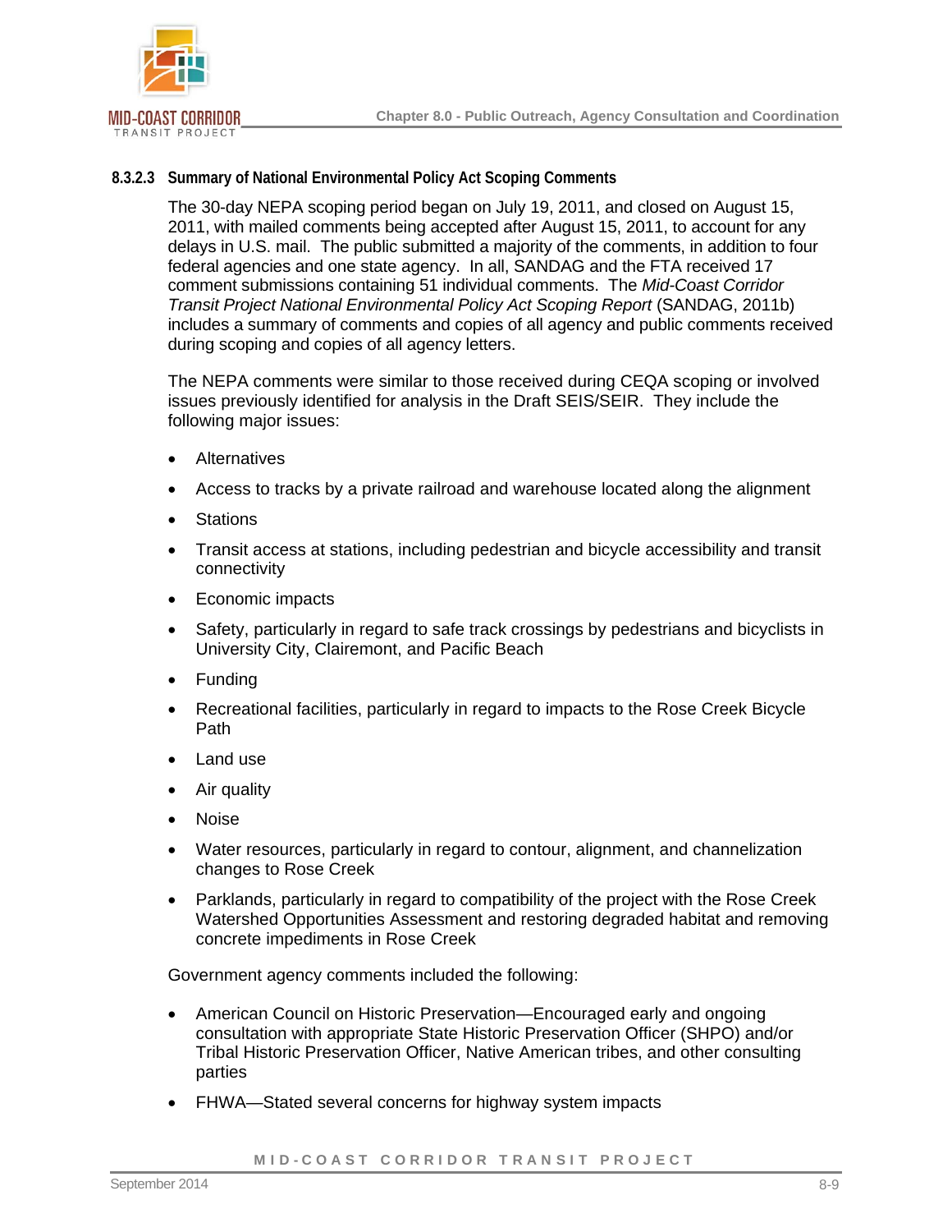#### 8.3.2.3 Summary of National Environmental Policy Act Scoping Comments

The 30-day NEPA scoping period began on July 19, 2011, and closed on August 15, 2011, with mailed comments being accepted after August 15, 2011, to account for any delays in U.S. mail. The public submitted a majority of the comments, in addition to four federal agencies and one state agency. In all, SANDAG and the FTA received 17 comment submissions containing 51 individual comments. The *Mid-Coast Corridor Transit Project National Environmental Policy Act Scoping Report* (SANDAG, 2011b) includes a summary of comments and copies of all agency and public comments received during scoping and copies of all agency letters.

The NEPA comments were similar to those received during CEQA scoping or involved issues previously identified for analysis in the Draft SEIS/SEIR. They include the following major issues:

- Alternatives
- Access to tracks by a private railroad and warehouse located along the alignment
- Stations
- Transit access at stations, including pedestrian and bicycle accessibility and transit connectivity
- Economic impacts
- Safety, particularly in regard to safe track crossings by pedestrians and bicyclists in University City, Clairemont, and Pacific Beach
- Funding
- Recreational facilities, particularly in regard to impacts to the Rose Creek Bicycle Path
- Land use
- Air quality
- Noise
- Water resources, particularly in regard to contour, alignment, and channelization changes to Rose Creek
- Parklands, particularly in regard to compatibility of the project with the Rose Creek Watershed Opportunities Assessment and restoring degraded habitat and removing concrete impediments in Rose Creek

Government agency comments included the following:

- American Council on Historic Preservation—Encouraged early and ongoing consultation with appropriate State Historic Preservation Officer (SHPO) and/or Tribal Historic Preservation Officer, Native American tribes, and other consulting parties
- FHWA—Stated several concerns for highway system impacts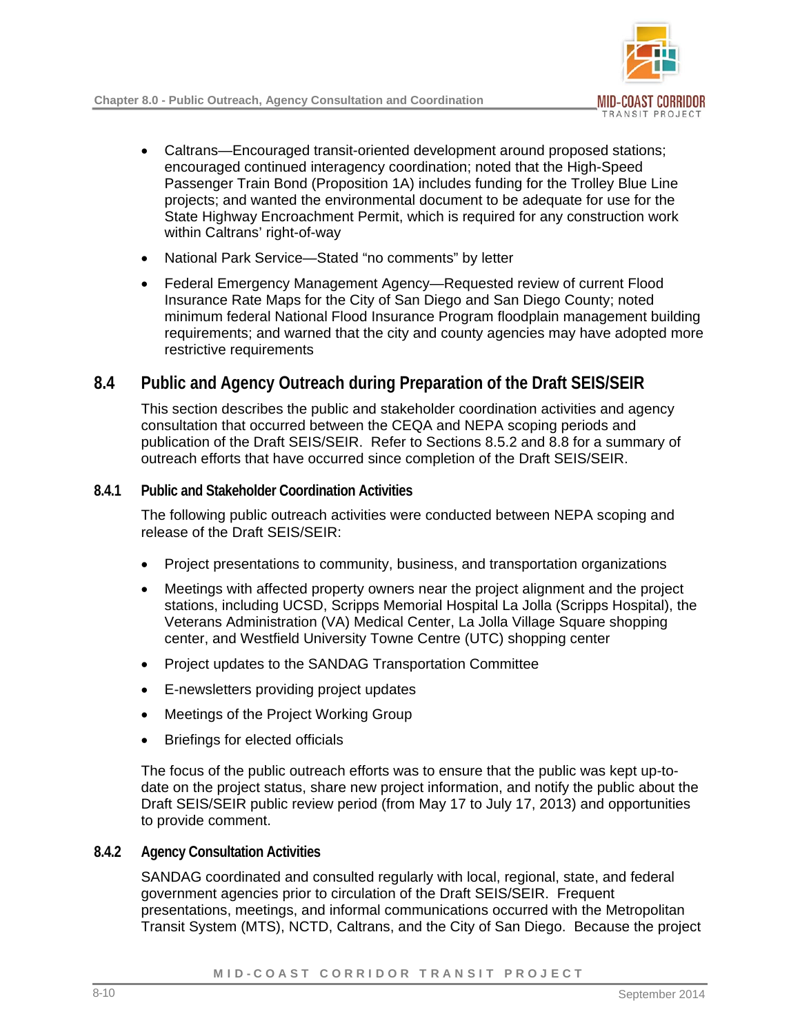- Caltrans—Encouraged transit-oriented development around proposed stations; encouraged continued interagency coordination; noted that the High-Speed Passenger Train Bond (Proposition 1A) includes funding for the Trolley Blue Line projects; and wanted the environmental document to be adequate for use for the State Highway Encroachment Permit, which is required for any construction work within Caltrans' right-of-way
- National Park Service—Stated "no comments" by letter
- Federal Emergency Management Agency—Requested review of current Flood Insurance Rate Maps for the City of San Diego and San Diego County; noted minimum federal National Flood Insurance Program floodplain management building requirements; and warned that the city and county agencies may have adopted more restrictive requirements

## 8.4 Public and Agency Outreach during Preparation of the Draft SEIS/SEIR

This section describes the public and stakeholder coordination activities and agency consultation that occurred between the CEQA and NEPA scoping periods and publication of the Draft SEIS/SEIR. Refer to Sections 8.5.2 and 8.8 for a summary of outreach efforts that have occurred since completion of the Draft SEIS/SEIR.

### 8.4.1 Public and Stakeholder Coordination Activities

The following public outreach activities were conducted between NEPA scoping and release of the Draft SEIS/SEIR:

- Project presentations to community, business, and transportation organizations
- Meetings with affected property owners near the project alignment and the project stations, including UCSD, Scripps Memorial Hospital La Jolla (Scripps Hospital), the Veterans Administration (VA) Medical Center, La Jolla Village Square shopping center, and Westfield University Towne Centre (UTC) shopping center
- Project updates to the SANDAG Transportation Committee
- E-newsletters providing project updates
- Meetings of the Project Working Group
- Briefings for elected officials

The focus of the public outreach efforts was to ensure that the public was kept up-to-date on the project status, share new project information, and notify the public about the Draft SEIS/SEIR public review period (from May 17 to July 17, 2013) and opportunities to provide comment.

### 8.4.2 Agency Consultation Activities

SANDAG coordinated and consulted regularly with local, regional, state, and federal government agencies prior to circulation of the Draft SEIS/SEIR. Frequent presentations, meetings, and informal communications occurred with the Metropolitan Transit System (MTS), NCTD, Caltrans, and the City of San Diego. Because the project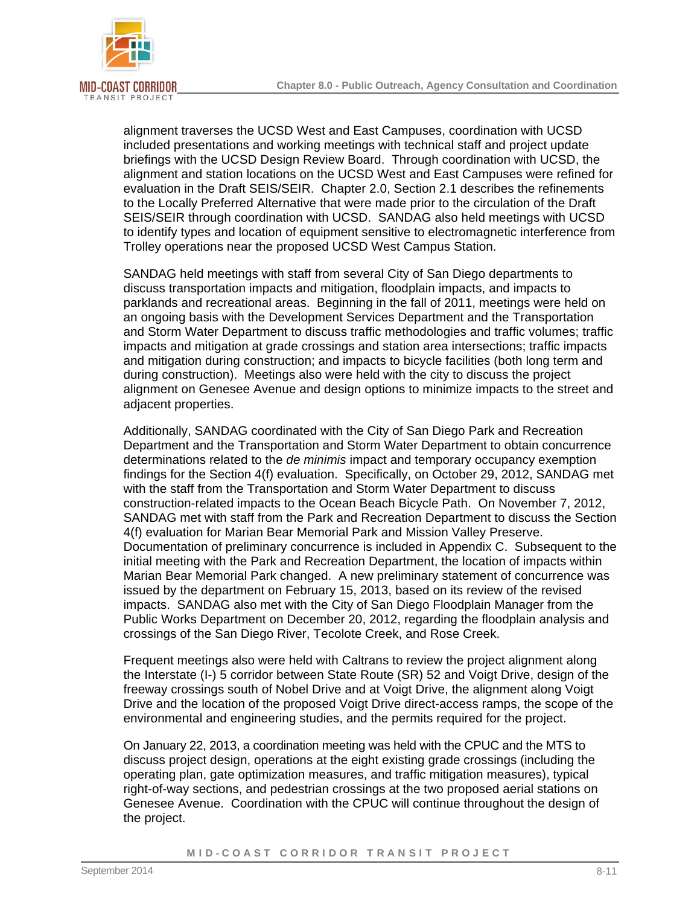alignment traverses the UCSD West and East Campuses, coordination with UCSD included presentations and working meetings with technical staff and project update briefings with the UCSD Design Review Board. Through coordination with UCSD, the alignment and station locations on the UCSD West and East Campuses were refined for evaluation in the Draft SEIS/SEIR. Chapter 2.0, Section 2.1 describes the refinements to the Locally Preferred Alternative that were made prior to the circulation of the Draft SEIS/SEIR through coordination with UCSD. SANDAG also held meetings with UCSD to identify types and location of equipment sensitive to electromagnetic interference from Trolley operations near the proposed UCSD West Campus Station.

SANDAG held meetings with staff from several City of San Diego departments to discuss transportation impacts and mitigation, floodplain impacts, and impacts to parklands and recreational areas. Beginning in the fall of 2011, meetings were held on an ongoing basis with the Development Services Department and the Transportation and Storm Water Department to discuss traffic methodologies and traffic volumes; traffic impacts and mitigation at grade crossings and station area intersections; traffic impacts and mitigation during construction; and impacts to bicycle facilities (both long term and during construction). Meetings also were held with the city to discuss the project alignment on Genesee Avenue and design options to minimize impacts to the street and adjacent properties.

Additionally, SANDAG coordinated with the City of San Diego Park and Recreation Department and the Transportation and Storm Water Department to obtain concurrence determinations related to the *de minimis* impact and temporary occupancy exemption findings for the Section 4(f) evaluation. Specifically, on October 29, 2012, SANDAG met with the staff from the Transportation and Storm Water Department to discuss construction-related impacts to the Ocean Beach Bicycle Path. On November 7, 2012, SANDAG met with staff from the Park and Recreation Department to discuss the Section 4(f) evaluation for Marian Bear Memorial Park and Mission Valley Preserve. Documentation of preliminary concurrence is included in Appendix C. Subsequent to the initial meeting with the Park and Recreation Department, the location of impacts within Marian Bear Memorial Park changed. A new preliminary statement of concurrence was issued by the department on February 15, 2013, based on its review of the revised impacts. SANDAG also met with the City of San Diego Floodplain Manager from the Public Works Department on December 20, 2012, regarding the floodplain analysis and crossings of the San Diego River, Tecolote Creek, and Rose Creek.

Frequent meetings also were held with Caltrans to review the project alignment along the Interstate (I-) 5 corridor between State Route (SR) 52 and Voigt Drive, design of the freeway crossings south of Nobel Drive and at Voigt Drive, the alignment along Voigt Drive and the location of the proposed Voigt Drive direct-access ramps, the scope of the environmental and engineering studies, and the permits required for the project.

On January 22, 2013, a coordination meeting was held with the CPUC and the MTS to discuss project design, operations at the eight existing grade crossings (including the operating plan, gate optimization measures, and traffic mitigation measures), typical right-of-way sections, and pedestrian crossings at the two proposed aerial stations on Genesee Avenue. Coordination with the CPUC will continue throughout the design of the project.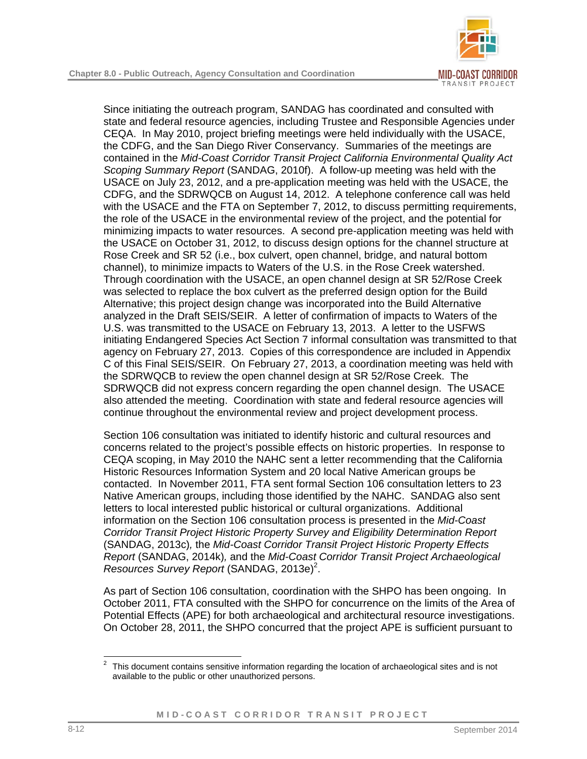Since initiating the outreach program, SANDAG has coordinated and consulted with state and federal resource agencies, including Trustee and Responsible Agencies under CEQA. In May 2010, project briefing meetings were held individually with the USACE, the CDFG, and the San Diego River Conservancy. Summaries of the meetings are contained in the *Mid-Coast Corridor Transit Project California Environmental Quality Act Scoping Summary Report* (SANDAG, 2010f). A follow-up meeting was held with the USACE on July 23, 2012, and a pre-application meeting was held with the USACE, the CDFG, and the SDRWQCB on August 14, 2012. A telephone conference call was held with the USACE and the FTA on September 7, 2012, to discuss permitting requirements, the role of the USACE in the environmental review of the project, and the potential for minimizing impacts to water resources. A second pre-application meeting was held with the USACE on October 31, 2012, to discuss design options for the channel structure at Rose Creek and SR 52 (i.e., box culvert, open channel, bridge, and natural bottom channel), to minimize impacts to Waters of the U.S. in the Rose Creek watershed. Through coordination with the USACE, an open channel design at SR 52/Rose Creek was selected to replace the box culvert as the preferred design option for the Build Alternative; this project design change was incorporated into the Build Alternative analyzed in the Draft SEIS/SEIR. A letter of confirmation of impacts to Waters of the U.S. was transmitted to the USACE on February 13, 2013. A letter to the USFWS initiating Endangered Species Act Section 7 informal consultation was transmitted to that agency on February 27, 2013. Copies of this correspondence are included in Appendix C of this Final SEIS/SEIR. On February 27, 2013, a coordination meeting was held with the SDRWQCB to review the open channel design at SR 52/Rose Creek. The SDRWQCB did not express concern regarding the open channel design. The USACE also attended the meeting. Coordination with state and federal resource agencies will continue throughout the environmental review and project development process.

Section 106 consultation was initiated to identify historic and cultural resources and concerns related to the project's possible effects on historic properties. In response to CEQA scoping, in May 2010 the NAHC sent a letter recommending that the California Historic Resources Information System and 20 local Native American groups be contacted. In November 2011, FTA sent formal Section 106 consultation letters to 23 Native American groups, including those identified by the NAHC. SANDAG also sent letters to local interested public historical or cultural organizations. Additional information on the Section 106 consultation process is presented in the *Mid-Coast Corridor Transit Project Historic Property Survey and Eligibility Determination Report* (SANDAG, 2013c), the *Mid-Coast Corridor Transit Project Historic Property Effects Report* (SANDAG, 2014k), and the *Mid-Coast Corridor Transit Project Archaeological Resources Survey Report* (SANDAG, 2013e)[2].

As part of Section 106 consultation, coordination with the SHPO has been ongoing. In October 2011, FTA consulted with the SHPO for concurrence on the limits of the Area of Potential Effects (APE) for both archaeological and architectural resource investigations. On October 28, 2011, the SHPO concurred that the project APE is sufficient pursuant to

[2] This document contains sensitive information regarding the location of archaeological sites and is not available to the public or other unauthorized persons.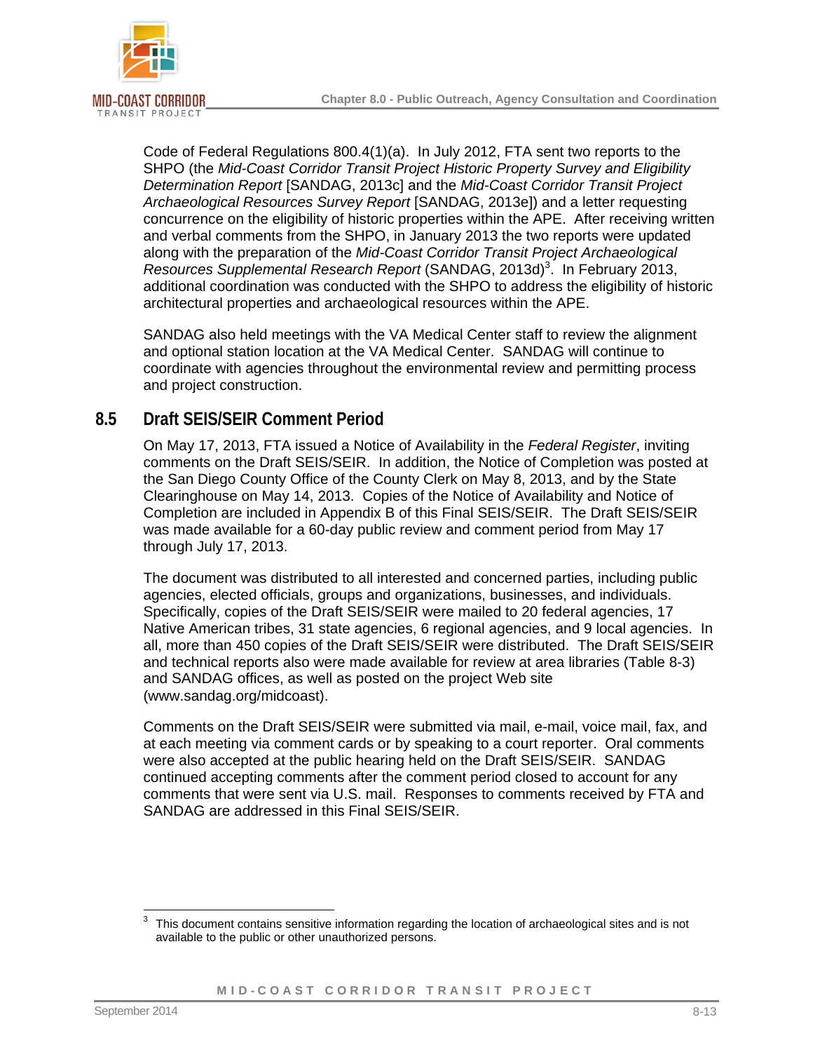Code of Federal Regulations 800.4(1)(a). In July 2012, FTA sent two reports to the SHPO (the *Mid-Coast Corridor Transit Project Historic Property Survey and Eligibility Determination Report* [SANDAG, 2013c] and the *Mid-Coast Corridor Transit Project Archaeological Resources Survey Report* [SANDAG, 2013e]) and a letter requesting concurrence on the eligibility of historic properties within the APE. After receiving written and verbal comments from the SHPO, in January 2013 the two reports were updated along with the preparation of the *Mid-Coast Corridor Transit Project Archaeological Resources Supplemental Research Report* (SANDAG, 2013d)[3]. In February 2013, additional coordination was conducted with the SHPO to address the eligibility of historic architectural properties and archaeological resources within the APE.

SANDAG also held meetings with the VA Medical Center staff to review the alignment and optional station location at the VA Medical Center. SANDAG will continue to coordinate with agencies throughout the environmental review and permitting process and project construction.

## 8.5 Draft SEIS/SEIR Comment Period

On May 17, 2013, FTA issued a Notice of Availability in the *Federal Register*, inviting comments on the Draft SEIS/SEIR. In addition, the Notice of Completion was posted at the San Diego County Office of the County Clerk on May 8, 2013, and by the State Clearinghouse on May 14, 2013. Copies of the Notice of Availability and Notice of Completion are included in Appendix B of this Final SEIS/SEIR. The Draft SEIS/SEIR was made available for a 60-day public review and comment period from May 17 through July 17, 2013.

The document was distributed to all interested and concerned parties, including public agencies, elected officials, groups and organizations, businesses, and individuals. Specifically, copies of the Draft SEIS/SEIR were mailed to 20 federal agencies, 17 Native American tribes, 31 state agencies, 6 regional agencies, and 9 local agencies. In all, more than 450 copies of the Draft SEIS/SEIR were distributed. The Draft SEIS/SEIR and technical reports also were made available for review at area libraries (Table 8-3) and SANDAG offices, as well as posted on the project Web site (www.sandag.org/midcoast).

Comments on the Draft SEIS/SEIR were submitted via mail, e-mail, voice mail, fax, and at each meeting via comment cards or by speaking to a court reporter. Oral comments were also accepted at the public hearing held on the Draft SEIS/SEIR. SANDAG continued accepting comments after the comment period closed to account for any comments that were sent via U.S. mail. Responses to comments received by FTA and SANDAG are addressed in this Final SEIS/SEIR.

---

[3] This document contains sensitive information regarding the location of archaeological sites and is not available to the public or other unauthorized persons.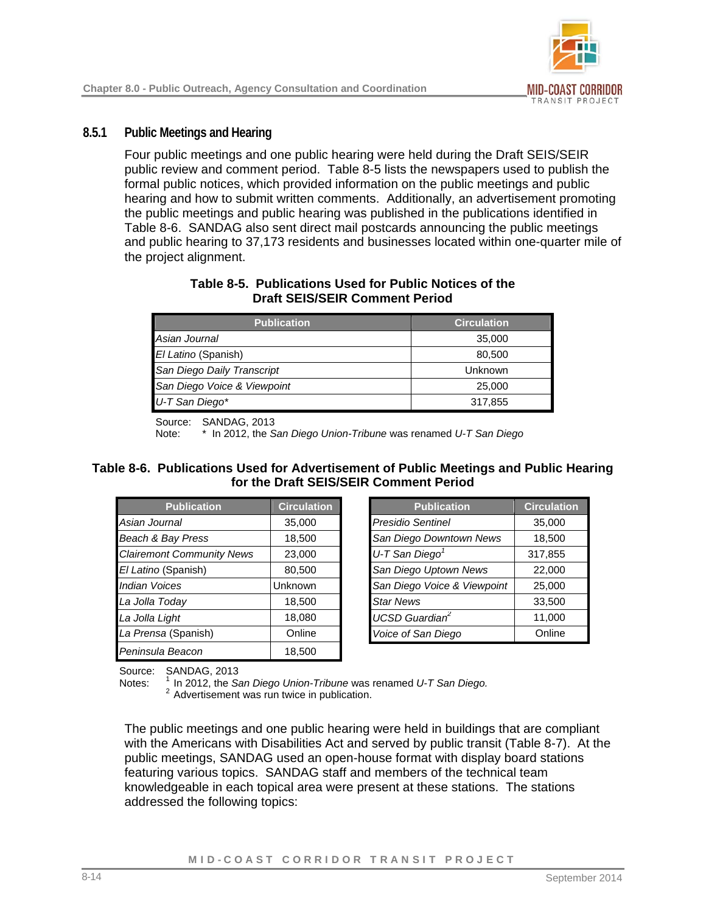### 8.5.1 Public Meetings and Hearing

Four public meetings and one public hearing were held during the Draft SEIS/SEIR public review and comment period. Table 8-5 lists the newspapers used to publish the formal public notices, which provided information on the public meetings and public hearing and how to submit written comments. Additionally, an advertisement promoting the public meetings and public hearing was published in the publications identified in Table 8-6. SANDAG also sent direct mail postcards announcing the public meetings and public hearing to 37,173 residents and businesses located within one-quarter mile of the project alignment.

**Table 8-5. Publications Used for Public Notices of the Draft SEIS/SEIR Comment Period**

| Publication | Circulation |
|---|---|
| *Asian Journal* | 35,000 |
| *El Latino* (Spanish) | 80,500 |
| *San Diego Daily Transcript* | Unknown |
| *San Diego Voice & Viewpoint* | 25,000 |
| *U-T San Diego** | 317,855 |

Source: SANDAG, 2013
Note: * In 2012, the *San Diego Union-Tribune* was renamed *U-T San Diego*

**Table 8-6. Publications Used for Advertisement of Public Meetings and Public Hearing for the Draft SEIS/SEIR Comment Period**

| Publication | Circulation |
|---|---|
| *Asian Journal* | 35,000 |
| *Beach & Bay Press* | 18,500 |
| *Clairemont Community News* | 23,000 |
| *El Latino* (Spanish) | 80,500 |
| *Indian Voices* | Unknown |
| *La Jolla Today* | 18,500 |
| *La Jolla Light* | 18,080 |
| *La Prensa* (Spanish) | Online |
| *Peninsula Beacon* | 18,500 |
| *Presidio Sentinel* | 35,000 |
| *San Diego Downtown News* | 18,500 |
| *U-T San Diego*[1] | 317,855 |
| *San Diego Uptown News* | 22,000 |
| *San Diego Voice & Viewpoint* | 25,000 |
| *Star News* | 33,500 |
| *UCSD Guardian*[2] | 11,000 |
| *Voice of San Diego* | Online |

Source: SANDAG, 2013
Notes: [1] In 2012, the *San Diego Union-Tribune* was renamed *U-T San Diego.*
[2] Advertisement was run twice in publication.

The public meetings and one public hearing were held in buildings that are compliant with the Americans with Disabilities Act and served by public transit (Table 8-7). At the public meetings, SANDAG used an open-house format with display board stations featuring various topics. SANDAG staff and members of the technical team knowledgeable in each topical area were present at these stations. The stations addressed the following topics: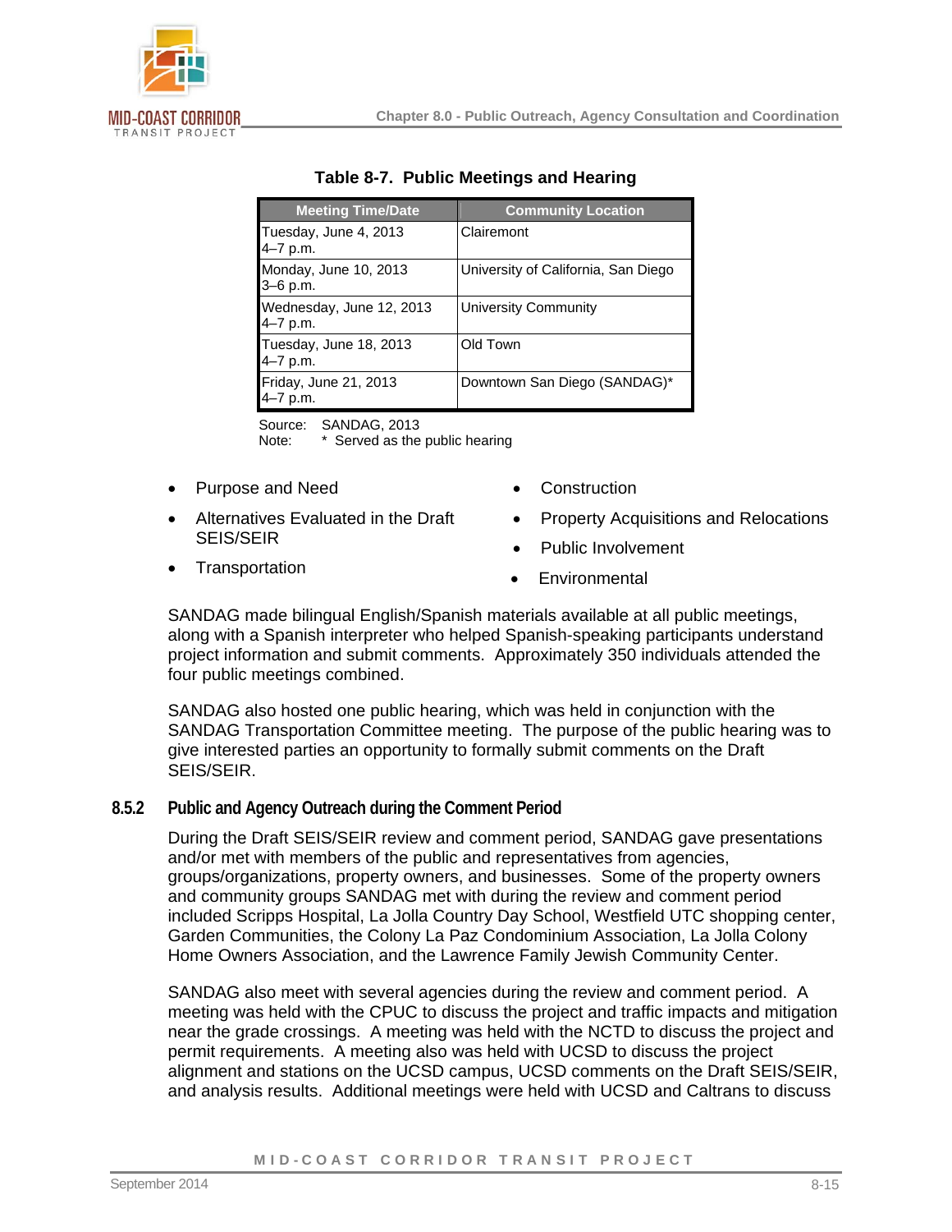**Table 8-7. Public Meetings and Hearing**

| Meeting Time/Date | Community Location |
|---|---|
| Tuesday, June 4, 2013<br>4–7 p.m. | Clairemont |
| Monday, June 10, 2013<br>3–6 p.m. | University of California, San Diego |
| Wednesday, June 12, 2013<br>4–7 p.m. | University Community |
| Tuesday, June 18, 2013<br>4–7 p.m. | Old Town |
| Friday, June 21, 2013<br>4–7 p.m. | Downtown San Diego (SANDAG)* |

Source: SANDAG, 2013
Note: * Served as the public hearing

- Purpose and Need
- Alternatives Evaluated in the Draft SEIS/SEIR
- Transportation
- Construction
- Property Acquisitions and Relocations
- Public Involvement
- Environmental

SANDAG made bilingual English/Spanish materials available at all public meetings, along with a Spanish interpreter who helped Spanish-speaking participants understand project information and submit comments. Approximately 350 individuals attended the four public meetings combined.

SANDAG also hosted one public hearing, which was held in conjunction with the SANDAG Transportation Committee meeting. The purpose of the public hearing was to give interested parties an opportunity to formally submit comments on the Draft SEIS/SEIR.

### 8.5.2 Public and Agency Outreach during the Comment Period

During the Draft SEIS/SEIR review and comment period, SANDAG gave presentations and/or met with members of the public and representatives from agencies, groups/organizations, property owners, and businesses. Some of the property owners and community groups SANDAG met with during the review and comment period included Scripps Hospital, La Jolla Country Day School, Westfield UTC shopping center, Garden Communities, the Colony La Paz Condominium Association, La Jolla Colony Home Owners Association, and the Lawrence Family Jewish Community Center.

SANDAG also meet with several agencies during the review and comment period. A meeting was held with the CPUC to discuss the project and traffic impacts and mitigation near the grade crossings. A meeting was held with the NCTD to discuss the project and permit requirements. A meeting also was held with UCSD to discuss the project alignment and stations on the UCSD campus, UCSD comments on the Draft SEIS/SEIR, and analysis results. Additional meetings were held with UCSD and Caltrans to discuss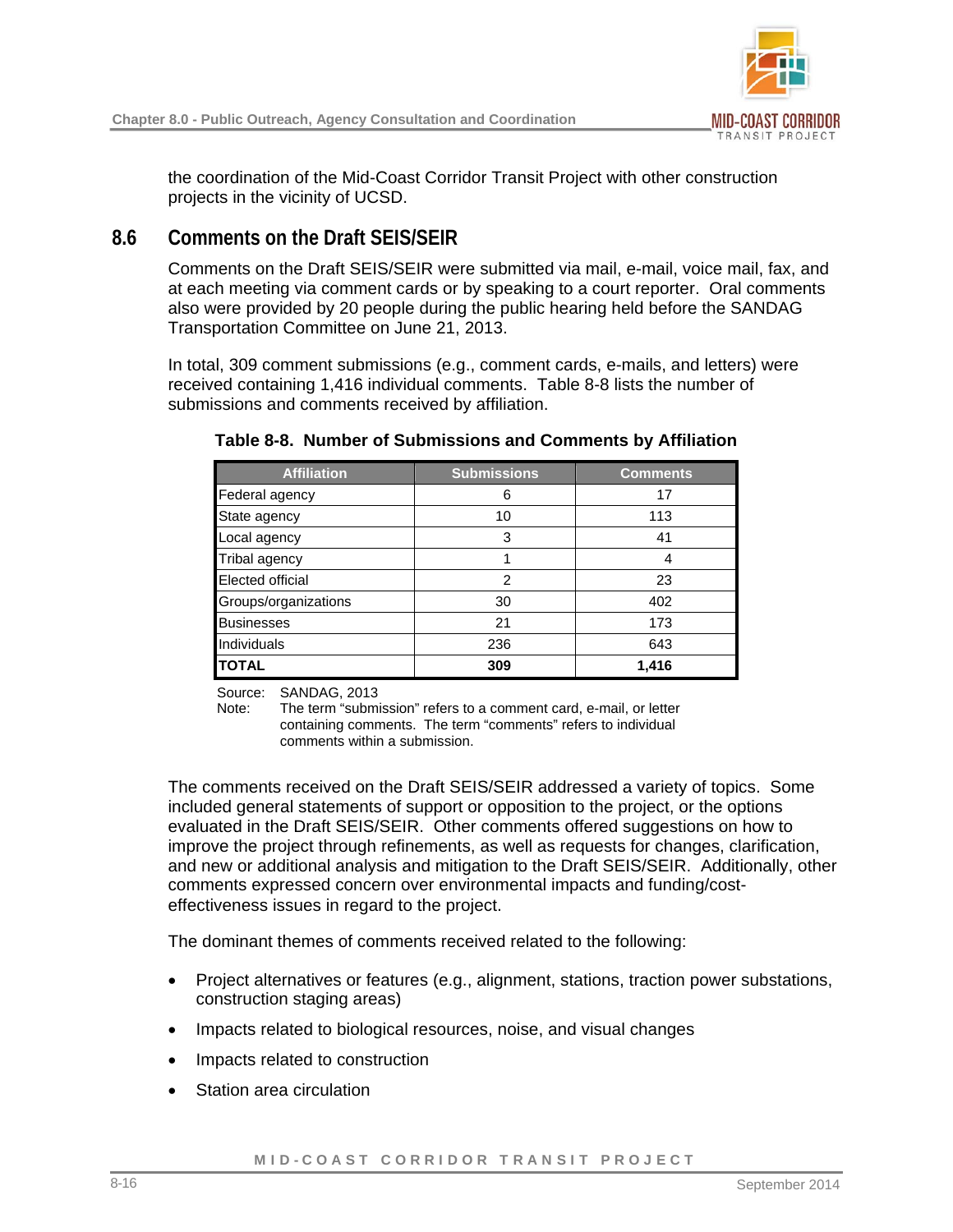the coordination of the Mid-Coast Corridor Transit Project with other construction projects in the vicinity of UCSD.

## 8.6 Comments on the Draft SEIS/SEIR

Comments on the Draft SEIS/SEIR were submitted via mail, e-mail, voice mail, fax, and at each meeting via comment cards or by speaking to a court reporter. Oral comments also were provided by 20 people during the public hearing held before the SANDAG Transportation Committee on June 21, 2013.

In total, 309 comment submissions (e.g., comment cards, e-mails, and letters) were received containing 1,416 individual comments. Table 8-8 lists the number of submissions and comments received by affiliation.

**Table 8-8. Number of Submissions and Comments by Affiliation**

| Affiliation | Submissions | Comments |
|---|---|---|
| Federal agency | 6 | 17 |
| State agency | 10 | 113 |
| Local agency | 3 | 41 |
| Tribal agency | 1 | 4 |
| Elected official | 2 | 23 |
| Groups/organizations | 30 | 402 |
| Businesses | 21 | 173 |
| Individuals | 236 | 643 |
| **TOTAL** | **309** | **1,416** |

Source: SANDAG, 2013
Note: The term "submission" refers to a comment card, e-mail, or letter containing comments. The term "comments" refers to individual comments within a submission.

The comments received on the Draft SEIS/SEIR addressed a variety of topics. Some included general statements of support or opposition to the project, or the options evaluated in the Draft SEIS/SEIR. Other comments offered suggestions on how to improve the project through refinements, as well as requests for changes, clarification, and new or additional analysis and mitigation to the Draft SEIS/SEIR. Additionally, other comments expressed concern over environmental impacts and funding/cost-effectiveness issues in regard to the project.

The dominant themes of comments received related to the following:

- Project alternatives or features (e.g., alignment, stations, traction power substations, construction staging areas)
- Impacts related to biological resources, noise, and visual changes
- Impacts related to construction
- Station area circulation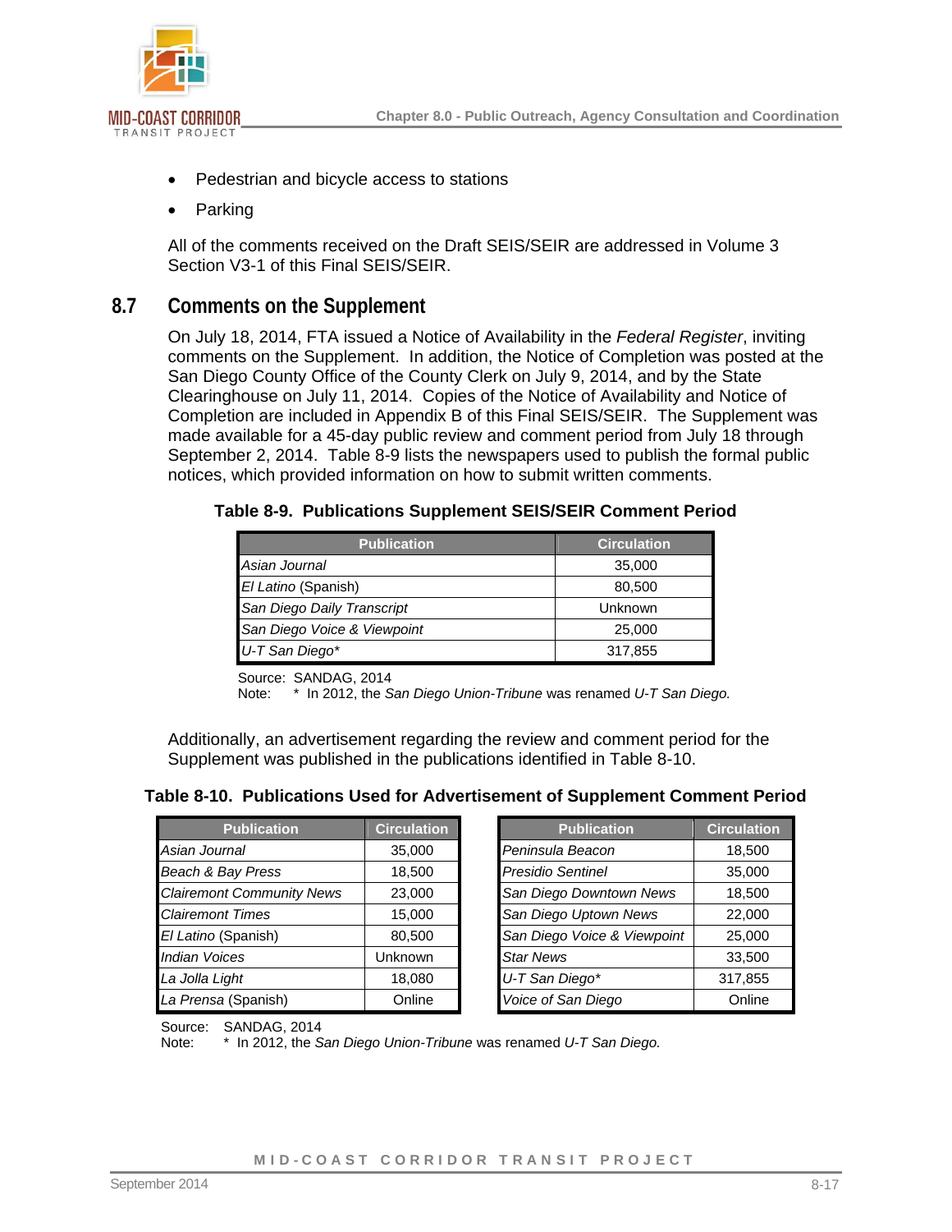- Pedestrian and bicycle access to stations
- Parking

All of the comments received on the Draft SEIS/SEIR are addressed in Volume 3 Section V3-1 of this Final SEIS/SEIR.

## 8.7 Comments on the Supplement

On July 18, 2014, FTA issued a Notice of Availability in the *Federal Register*, inviting comments on the Supplement. In addition, the Notice of Completion was posted at the San Diego County Office of the County Clerk on July 9, 2014, and by the State Clearinghouse on July 11, 2014. Copies of the Notice of Availability and Notice of Completion are included in Appendix B of this Final SEIS/SEIR. The Supplement was made available for a 45-day public review and comment period from July 18 through September 2, 2014. Table 8-9 lists the newspapers used to publish the formal public notices, which provided information on how to submit written comments.

**Table 8-9. Publications Supplement SEIS/SEIR Comment Period**

| Publication | Circulation |
|---|---|
| *Asian Journal* | 35,000 |
| *El Latino* (Spanish) | 80,500 |
| *San Diego Daily Transcript* | Unknown |
| *San Diego Voice & Viewpoint* | 25,000 |
| *U-T San Diego** | 317,855 |

Source: SANDAG, 2014
Note: * In 2012, the *San Diego Union-Tribune* was renamed *U-T San Diego.*

Additionally, an advertisement regarding the review and comment period for the Supplement was published in the publications identified in Table 8-10.

**Table 8-10. Publications Used for Advertisement of Supplement Comment Period**

| Publication | Circulation | Publication | Circulation |
|---|---|---|---|
| *Asian Journal* | 35,000 | *Peninsula Beacon* | 18,500 |
| *Beach & Bay Press* | 18,500 | *Presidio Sentinel* | 35,000 |
| *Clairemont Community News* | 23,000 | *San Diego Downtown News* | 18,500 |
| *Clairemont Times* | 15,000 | *San Diego Uptown News* | 22,000 |
| *El Latino* (Spanish) | 80,500 | *San Diego Voice & Viewpoint* | 25,000 |
| *Indian Voices* | Unknown | *Star News* | 33,500 |
| *La Jolla Light* | 18,080 | *U-T San Diego** | 317,855 |
| *La Prensa* (Spanish) | Online | *Voice of San Diego* | Online |

Source: SANDAG, 2014
Note: * In 2012, the *San Diego Union-Tribune* was renamed *U-T San Diego.*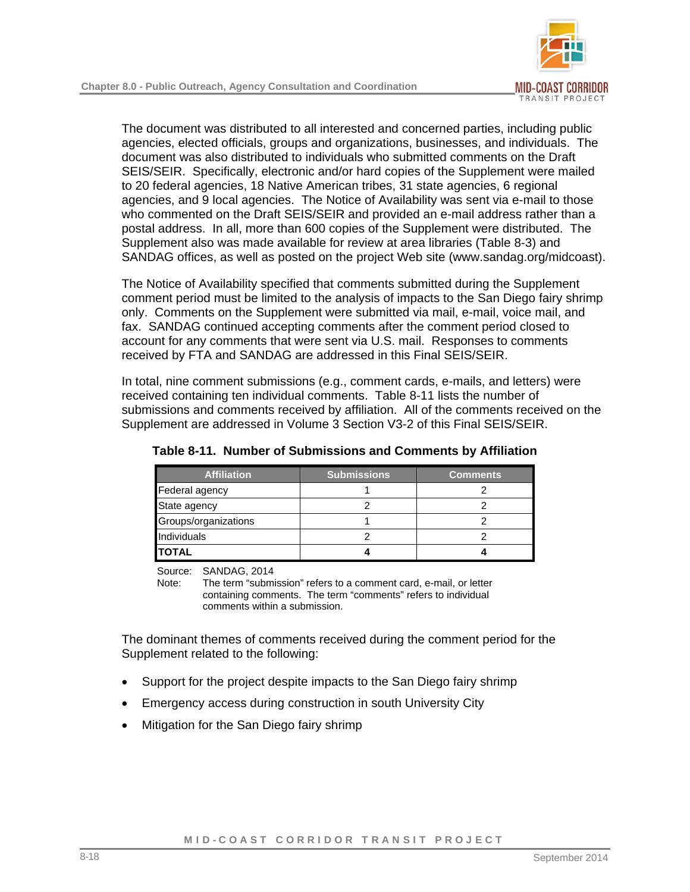The document was distributed to all interested and concerned parties, including public agencies, elected officials, groups and organizations, businesses, and individuals. The document was also distributed to individuals who submitted comments on the Draft SEIS/SEIR. Specifically, electronic and/or hard copies of the Supplement were mailed to 20 federal agencies, 18 Native American tribes, 31 state agencies, 6 regional agencies, and 9 local agencies. The Notice of Availability was sent via e-mail to those who commented on the Draft SEIS/SEIR and provided an e-mail address rather than a postal address. In all, more than 600 copies of the Supplement were distributed. The Supplement also was made available for review at area libraries (Table 8-3) and SANDAG offices, as well as posted on the project Web site (www.sandag.org/midcoast).

The Notice of Availability specified that comments submitted during the Supplement comment period must be limited to the analysis of impacts to the San Diego fairy shrimp only. Comments on the Supplement were submitted via mail, e-mail, voice mail, and fax. SANDAG continued accepting comments after the comment period closed to account for any comments that were sent via U.S. mail. Responses to comments received by FTA and SANDAG are addressed in this Final SEIS/SEIR.

In total, nine comment submissions (e.g., comment cards, e-mails, and letters) were received containing ten individual comments. Table 8-11 lists the number of submissions and comments received by affiliation. All of the comments received on the Supplement are addressed in Volume 3 Section V3-2 of this Final SEIS/SEIR.

**Table 8-11. Number of Submissions and Comments by Affiliation**

| Affiliation | Submissions | Comments |
|---|---|---|
| Federal agency | 1 | 2 |
| State agency | 2 | 2 |
| Groups/organizations | 1 | 2 |
| Individuals | 2 | 2 |
| **TOTAL** | **4** | **4** |

Source: SANDAG, 2014
Note: The term "submission" refers to a comment card, e-mail, or letter containing comments. The term "comments" refers to individual comments within a submission.

The dominant themes of comments received during the comment period for the Supplement related to the following:

- Support for the project despite impacts to the San Diego fairy shrimp
- Emergency access during construction in south University City
- Mitigation for the San Diego fairy shrimp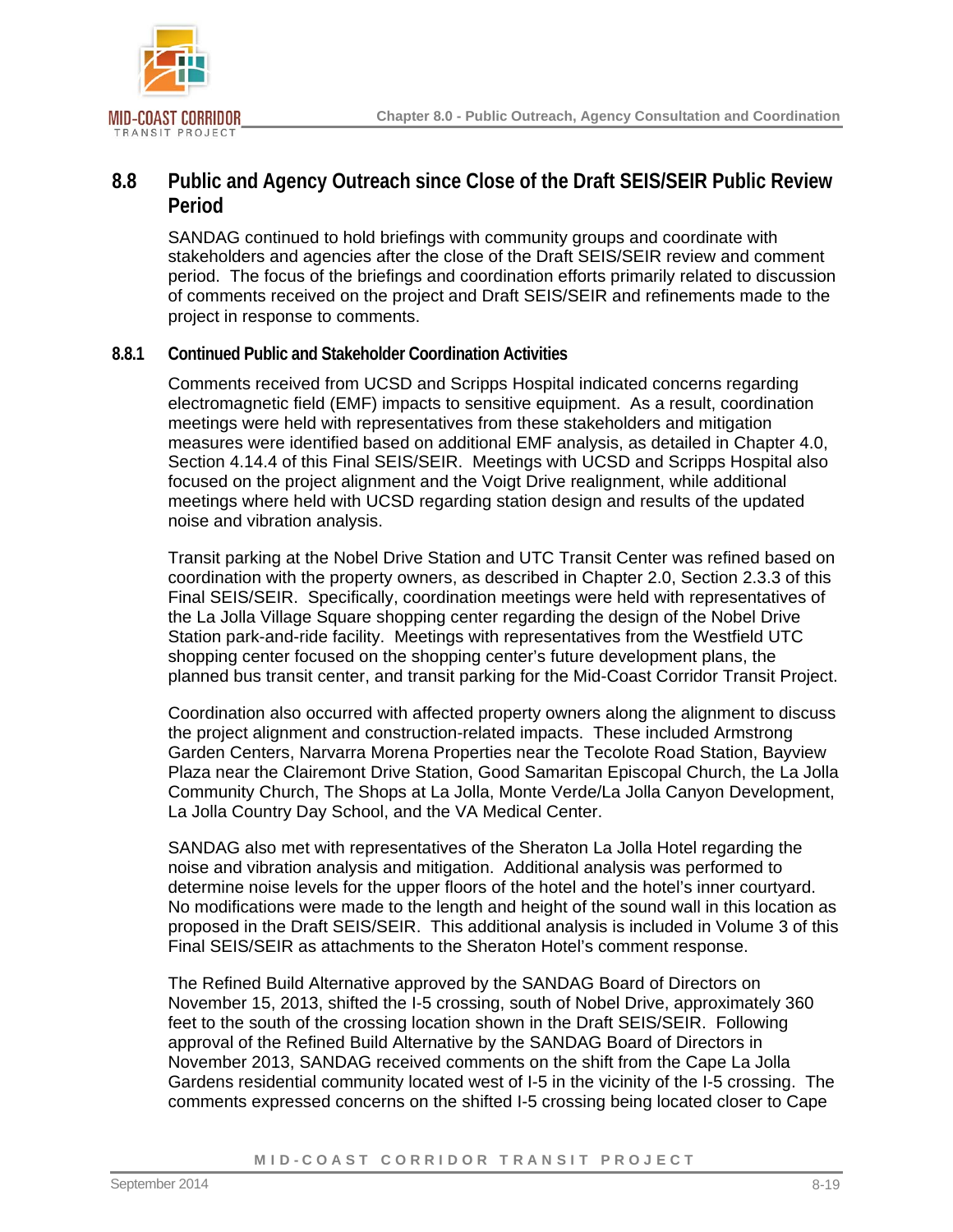## 8.8 Public and Agency Outreach since Close of the Draft SEIS/SEIR Public Review Period

SANDAG continued to hold briefings with community groups and coordinate with stakeholders and agencies after the close of the Draft SEIS/SEIR review and comment period. The focus of the briefings and coordination efforts primarily related to discussion of comments received on the project and Draft SEIS/SEIR and refinements made to the project in response to comments.

### 8.8.1 Continued Public and Stakeholder Coordination Activities

Comments received from UCSD and Scripps Hospital indicated concerns regarding electromagnetic field (EMF) impacts to sensitive equipment. As a result, coordination meetings were held with representatives from these stakeholders and mitigation measures were identified based on additional EMF analysis, as detailed in Chapter 4.0, Section 4.14.4 of this Final SEIS/SEIR. Meetings with UCSD and Scripps Hospital also focused on the project alignment and the Voigt Drive realignment, while additional meetings where held with UCSD regarding station design and results of the updated noise and vibration analysis.

Transit parking at the Nobel Drive Station and UTC Transit Center was refined based on coordination with the property owners, as described in Chapter 2.0, Section 2.3.3 of this Final SEIS/SEIR. Specifically, coordination meetings were held with representatives of the La Jolla Village Square shopping center regarding the design of the Nobel Drive Station park-and-ride facility. Meetings with representatives from the Westfield UTC shopping center focused on the shopping center's future development plans, the planned bus transit center, and transit parking for the Mid-Coast Corridor Transit Project.

Coordination also occurred with affected property owners along the alignment to discuss the project alignment and construction-related impacts. These included Armstrong Garden Centers, Narvarra Morena Properties near the Tecolote Road Station, Bayview Plaza near the Clairemont Drive Station, Good Samaritan Episcopal Church, the La Jolla Community Church, The Shops at La Jolla, Monte Verde/La Jolla Canyon Development, La Jolla Country Day School, and the VA Medical Center.

SANDAG also met with representatives of the Sheraton La Jolla Hotel regarding the noise and vibration analysis and mitigation. Additional analysis was performed to determine noise levels for the upper floors of the hotel and the hotel's inner courtyard. No modifications were made to the length and height of the sound wall in this location as proposed in the Draft SEIS/SEIR. This additional analysis is included in Volume 3 of this Final SEIS/SEIR as attachments to the Sheraton Hotel's comment response.

The Refined Build Alternative approved by the SANDAG Board of Directors on November 15, 2013, shifted the I-5 crossing, south of Nobel Drive, approximately 360 feet to the south of the crossing location shown in the Draft SEIS/SEIR. Following approval of the Refined Build Alternative by the SANDAG Board of Directors in November 2013, SANDAG received comments on the shift from the Cape La Jolla Gardens residential community located west of I-5 in the vicinity of the I-5 crossing. The comments expressed concerns on the shifted I-5 crossing being located closer to Cape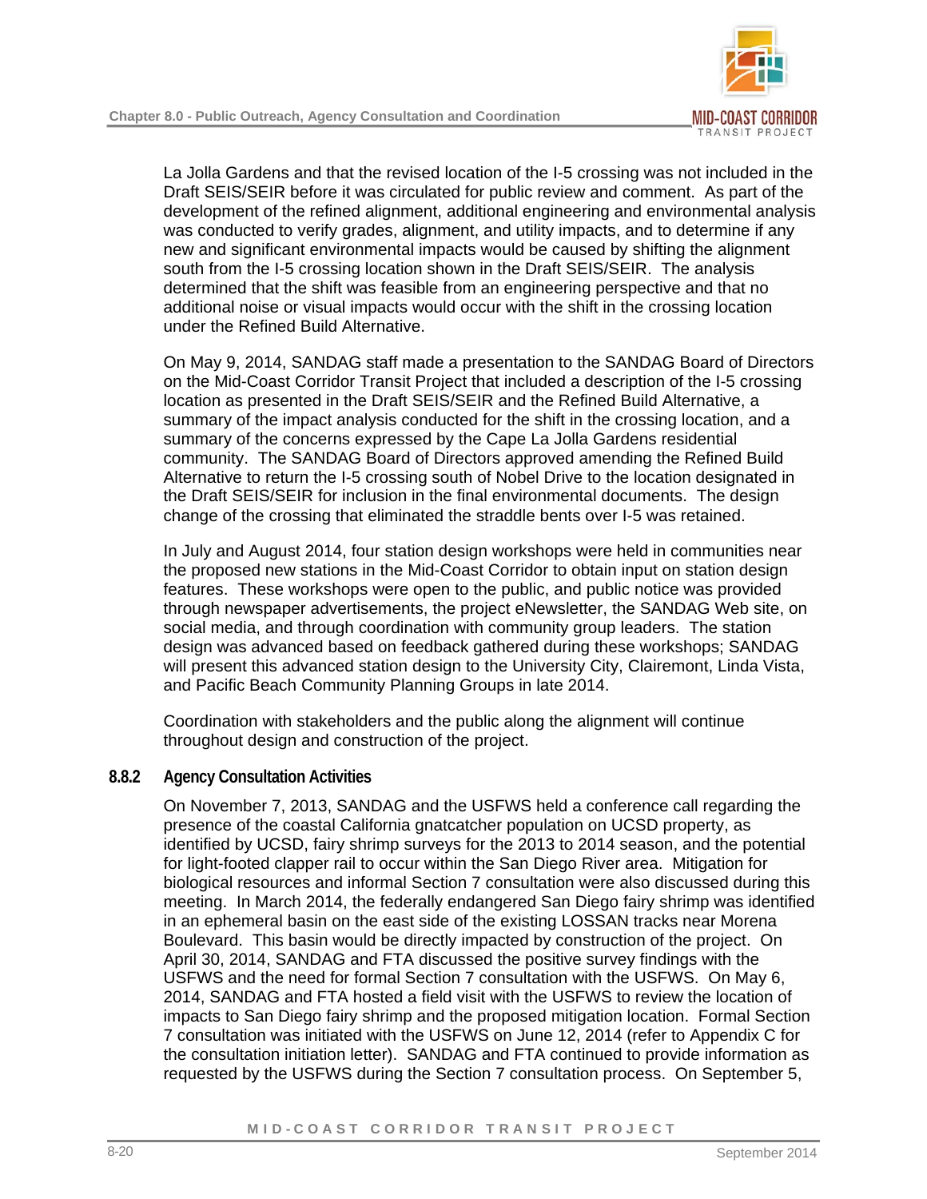La Jolla Gardens and that the revised location of the I-5 crossing was not included in the Draft SEIS/SEIR before it was circulated for public review and comment. As part of the development of the refined alignment, additional engineering and environmental analysis was conducted to verify grades, alignment, and utility impacts, and to determine if any new and significant environmental impacts would be caused by shifting the alignment south from the I-5 crossing location shown in the Draft SEIS/SEIR. The analysis determined that the shift was feasible from an engineering perspective and that no additional noise or visual impacts would occur with the shift in the crossing location under the Refined Build Alternative.

On May 9, 2014, SANDAG staff made a presentation to the SANDAG Board of Directors on the Mid-Coast Corridor Transit Project that included a description of the I-5 crossing location as presented in the Draft SEIS/SEIR and the Refined Build Alternative, a summary of the impact analysis conducted for the shift in the crossing location, and a summary of the concerns expressed by the Cape La Jolla Gardens residential community. The SANDAG Board of Directors approved amending the Refined Build Alternative to return the I-5 crossing south of Nobel Drive to the location designated in the Draft SEIS/SEIR for inclusion in the final environmental documents. The design change of the crossing that eliminated the straddle bents over I-5 was retained.

In July and August 2014, four station design workshops were held in communities near the proposed new stations in the Mid-Coast Corridor to obtain input on station design features. These workshops were open to the public, and public notice was provided through newspaper advertisements, the project eNewsletter, the SANDAG Web site, on social media, and through coordination with community group leaders. The station design was advanced based on feedback gathered during these workshops; SANDAG will present this advanced station design to the University City, Clairemont, Linda Vista, and Pacific Beach Community Planning Groups in late 2014.

Coordination with stakeholders and the public along the alignment will continue throughout design and construction of the project.

### 8.8.2 Agency Consultation Activities

On November 7, 2013, SANDAG and the USFWS held a conference call regarding the presence of the coastal California gnatcatcher population on UCSD property, as identified by UCSD, fairy shrimp surveys for the 2013 to 2014 season, and the potential for light-footed clapper rail to occur within the San Diego River area. Mitigation for biological resources and informal Section 7 consultation were also discussed during this meeting. In March 2014, the federally endangered San Diego fairy shrimp was identified in an ephemeral basin on the east side of the existing LOSSAN tracks near Morena Boulevard. This basin would be directly impacted by construction of the project. On April 30, 2014, SANDAG and FTA discussed the positive survey findings with the USFWS and the need for formal Section 7 consultation with the USFWS. On May 6, 2014, SANDAG and FTA hosted a field visit with the USFWS to review the location of impacts to San Diego fairy shrimp and the proposed mitigation location. Formal Section 7 consultation was initiated with the USFWS on June 12, 2014 (refer to Appendix C for the consultation initiation letter). SANDAG and FTA continued to provide information as requested by the USFWS during the Section 7 consultation process. On September 5,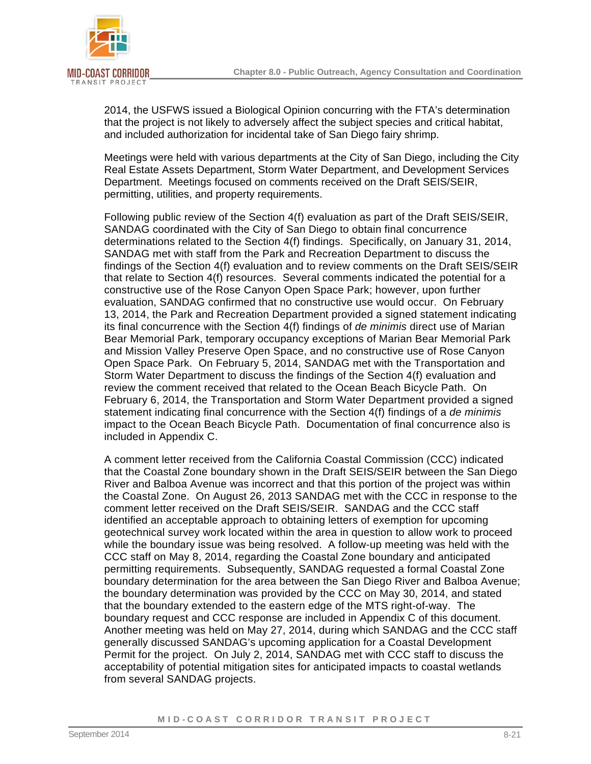2014, the USFWS issued a Biological Opinion concurring with the FTA's determination that the project is not likely to adversely affect the subject species and critical habitat, and included authorization for incidental take of San Diego fairy shrimp.

Meetings were held with various departments at the City of San Diego, including the City Real Estate Assets Department, Storm Water Department, and Development Services Department. Meetings focused on comments received on the Draft SEIS/SEIR, permitting, utilities, and property requirements.

Following public review of the Section 4(f) evaluation as part of the Draft SEIS/SEIR, SANDAG coordinated with the City of San Diego to obtain final concurrence determinations related to the Section 4(f) findings. Specifically, on January 31, 2014, SANDAG met with staff from the Park and Recreation Department to discuss the findings of the Section 4(f) evaluation and to review comments on the Draft SEIS/SEIR that relate to Section 4(f) resources. Several comments indicated the potential for a constructive use of the Rose Canyon Open Space Park; however, upon further evaluation, SANDAG confirmed that no constructive use would occur. On February 13, 2014, the Park and Recreation Department provided a signed statement indicating its final concurrence with the Section 4(f) findings of *de minimis* direct use of Marian Bear Memorial Park, temporary occupancy exceptions of Marian Bear Memorial Park and Mission Valley Preserve Open Space, and no constructive use of Rose Canyon Open Space Park. On February 5, 2014, SANDAG met with the Transportation and Storm Water Department to discuss the findings of the Section 4(f) evaluation and review the comment received that related to the Ocean Beach Bicycle Path. On February 6, 2014, the Transportation and Storm Water Department provided a signed statement indicating final concurrence with the Section 4(f) findings of a *de minimis* impact to the Ocean Beach Bicycle Path. Documentation of final concurrence also is included in Appendix C.

A comment letter received from the California Coastal Commission (CCC) indicated that the Coastal Zone boundary shown in the Draft SEIS/SEIR between the San Diego River and Balboa Avenue was incorrect and that this portion of the project was within the Coastal Zone. On August 26, 2013 SANDAG met with the CCC in response to the comment letter received on the Draft SEIS/SEIR. SANDAG and the CCC staff identified an acceptable approach to obtaining letters of exemption for upcoming geotechnical survey work located within the area in question to allow work to proceed while the boundary issue was being resolved. A follow-up meeting was held with the CCC staff on May 8, 2014, regarding the Coastal Zone boundary and anticipated permitting requirements. Subsequently, SANDAG requested a formal Coastal Zone boundary determination for the area between the San Diego River and Balboa Avenue; the boundary determination was provided by the CCC on May 30, 2014, and stated that the boundary extended to the eastern edge of the MTS right-of-way. The boundary request and CCC response are included in Appendix C of this document. Another meeting was held on May 27, 2014, during which SANDAG and the CCC staff generally discussed SANDAG's upcoming application for a Coastal Development Permit for the project. On July 2, 2014, SANDAG met with CCC staff to discuss the acceptability of potential mitigation sites for anticipated impacts to coastal wetlands from several SANDAG projects.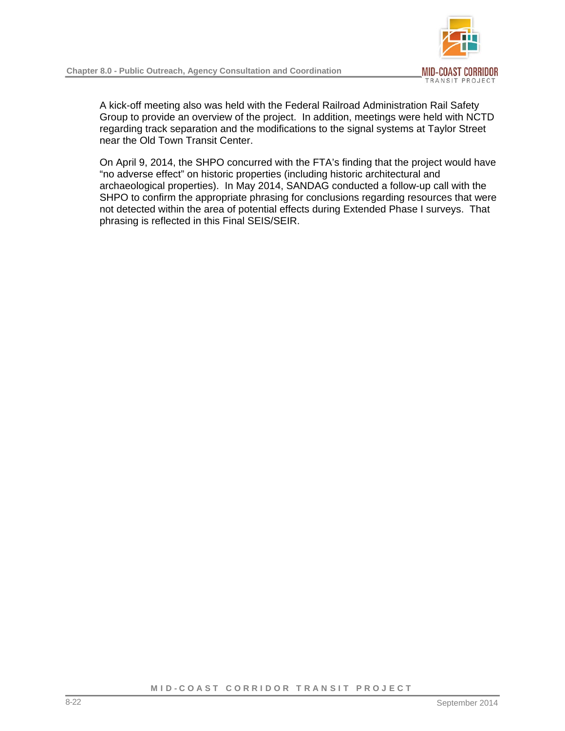A kick-off meeting also was held with the Federal Railroad Administration Rail Safety Group to provide an overview of the project. In addition, meetings were held with NCTD regarding track separation and the modifications to the signal systems at Taylor Street near the Old Town Transit Center.

On April 9, 2014, the SHPO concurred with the FTA's finding that the project would have "no adverse effect" on historic properties (including historic architectural and archaeological properties). In May 2014, SANDAG conducted a follow-up call with the SHPO to confirm the appropriate phrasing for conclusions regarding resources that were not detected within the area of potential effects during Extended Phase I surveys. That phrasing is reflected in this Final SEIS/SEIR.